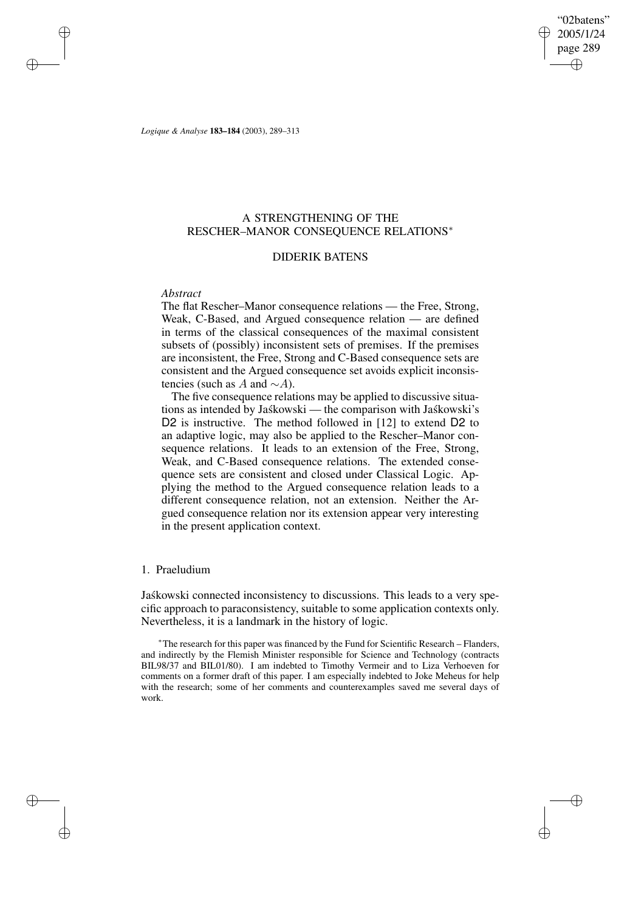# A STRENGTHENING OF THE RESCHER–MANOR CONSEQUENCE RELATIONS*

## DIDERIK BATENS

*Abstract*

The flat Rescher–Manor consequence relations — the Free, Strong, Weak, C-Based, and Argued consequence relation — are defined in terms of the classical consequences of the maximal consistent subsets of (possibly) inconsistent sets of premises. If the premises are inconsistent, the Free, Strong and C-Based consequence sets are consistent and the Argued consequence set avoids explicit inconsistencies (such as $A$ and $\sim A$).

The five consequence relations may be applied to discussive situations as intended by Jaśkowski — the comparison with Jaśkowski's D2 is instructive. The method followed in [12] to extend D2 to an adaptive logic, may also be applied to the Rescher–Manor consequence relations. It leads to an extension of the Free, Strong, Weak, and C-Based consequence relations. The extended consequence sets are consistent and closed under Classical Logic. Applying the method to the Argued consequence relation leads to a different consequence relation, not an extension. Neither the Argued consequence relation nor its extension appear very interesting in the present application context.

## 1. Praeludium

Jaśkowski connected inconsistency to discussions. This leads to a very specific approach to paraconsistency, suitable to some application contexts only. Nevertheless, it is a landmark in the history of logic.

*The research for this paper was financed by the Fund for Scientific Research – Flanders, and indirectly by the Flemish Minister responsible for Science and Technology (contracts BIL98/37 and BIL01/80). I am indebted to Timothy Vermeir and to Liza Verhoeven for comments on a former draft of this paper. I am especially indebted to Joke Meheus for help with the research; some of her comments and counterexamples saved me several days of work.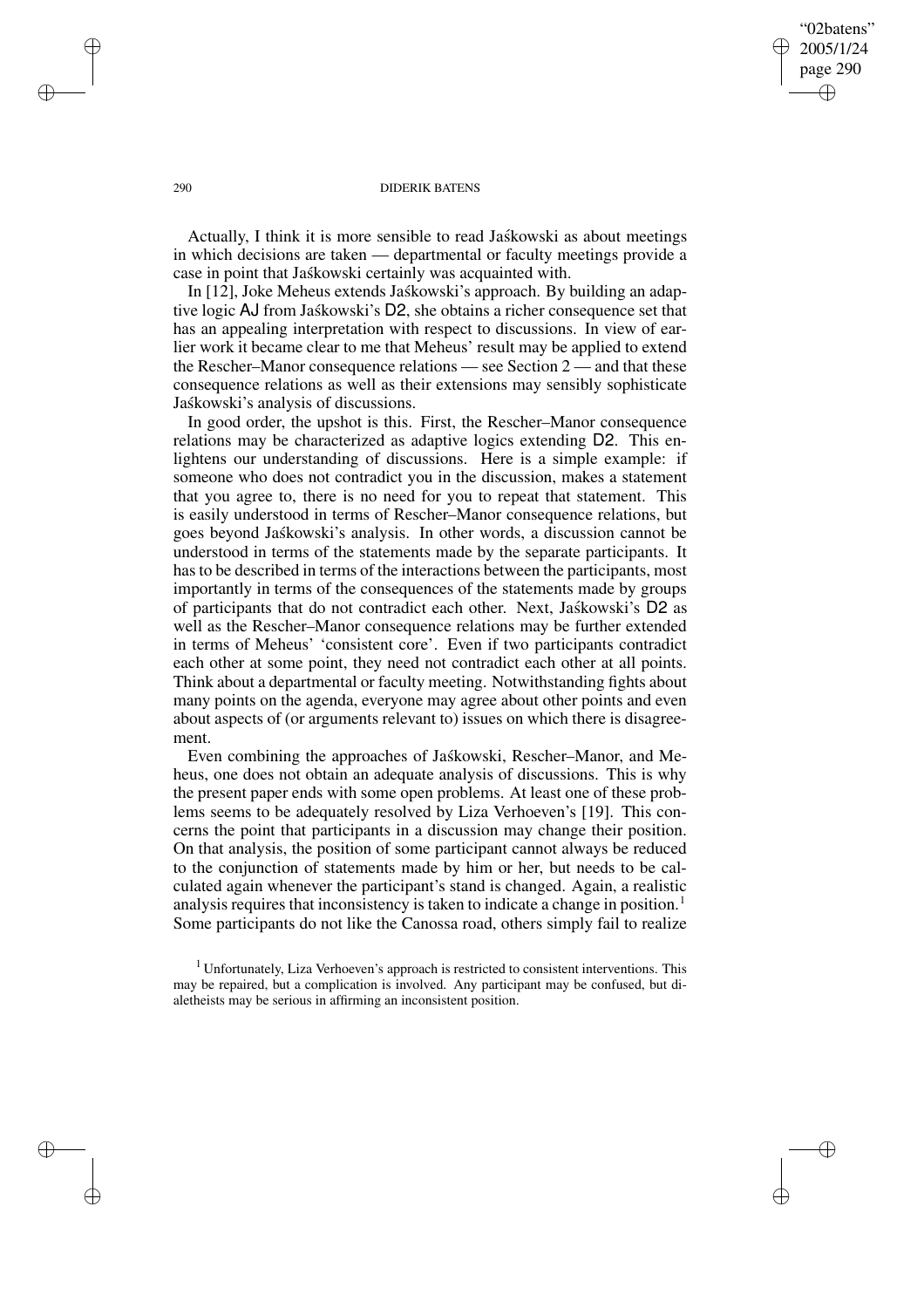Actually, I think it is more sensible to read Jaśkowski as about meetings in which decisions are taken — departmental or faculty meetings provide a case in point that Jaśkowski certainly was acquainted with.

In [12], Joke Meheus extends Jaśkowski's approach. By building an adaptive logic AJ from Jaśkowski's D2, she obtains a richer consequence set that has an appealing interpretation with respect to discussions. In view of earlier work it became clear to me that Meheus' result may be applied to extend the Rescher–Manor consequence relations — see Section 2 — and that these consequence relations as well as their extensions may sensibly sophisticate Jaśkowski's analysis of discussions.

In good order, the upshot is this. First, the Rescher–Manor consequence relations may be characterized as adaptive logics extending D2. This enlightens our understanding of discussions. Here is a simple example: if someone who does not contradict you in the discussion, makes a statement that you agree to, there is no need for you to repeat that statement. This is easily understood in terms of Rescher–Manor consequence relations, but goes beyond Jaśkowski's analysis. In other words, a discussion cannot be understood in terms of the statements made by the separate participants. It has to be described in terms of the interactions between the participants, most importantly in terms of the consequences of the statements made by groups of participants that do not contradict each other. Next, Jaśkowski's D2 as well as the Rescher–Manor consequence relations may be further extended in terms of Meheus' 'consistent core'. Even if two participants contradict each other at some point, they need not contradict each other at all points. Think about a departmental or faculty meeting. Notwithstanding fights about many points on the agenda, everyone may agree about other points and even about aspects of (or arguments relevant to) issues on which there is disagreement.

Even combining the approaches of Jaśkowski, Rescher–Manor, and Meheus, one does not obtain an adequate analysis of discussions. This is why the present paper ends with some open problems. At least one of these problems seems to be adequately resolved by Liza Verhoeven's [19]. This concerns the point that participants in a discussion may change their position. On that analysis, the position of some participant cannot always be reduced to the conjunction of statements made by him or her, but needs to be calculated again whenever the participant's stand is changed. Again, a realistic analysis requires that inconsistency is taken to indicate a change in position.[1] Some participants do not like the Canossa road, others simply fail to realize

[1] Unfortunately, Liza Verhoeven's approach is restricted to consistent interventions. This may be repaired, but a complication is involved. Any participant may be confused, but dialetheists may be serious in affirming an inconsistent position.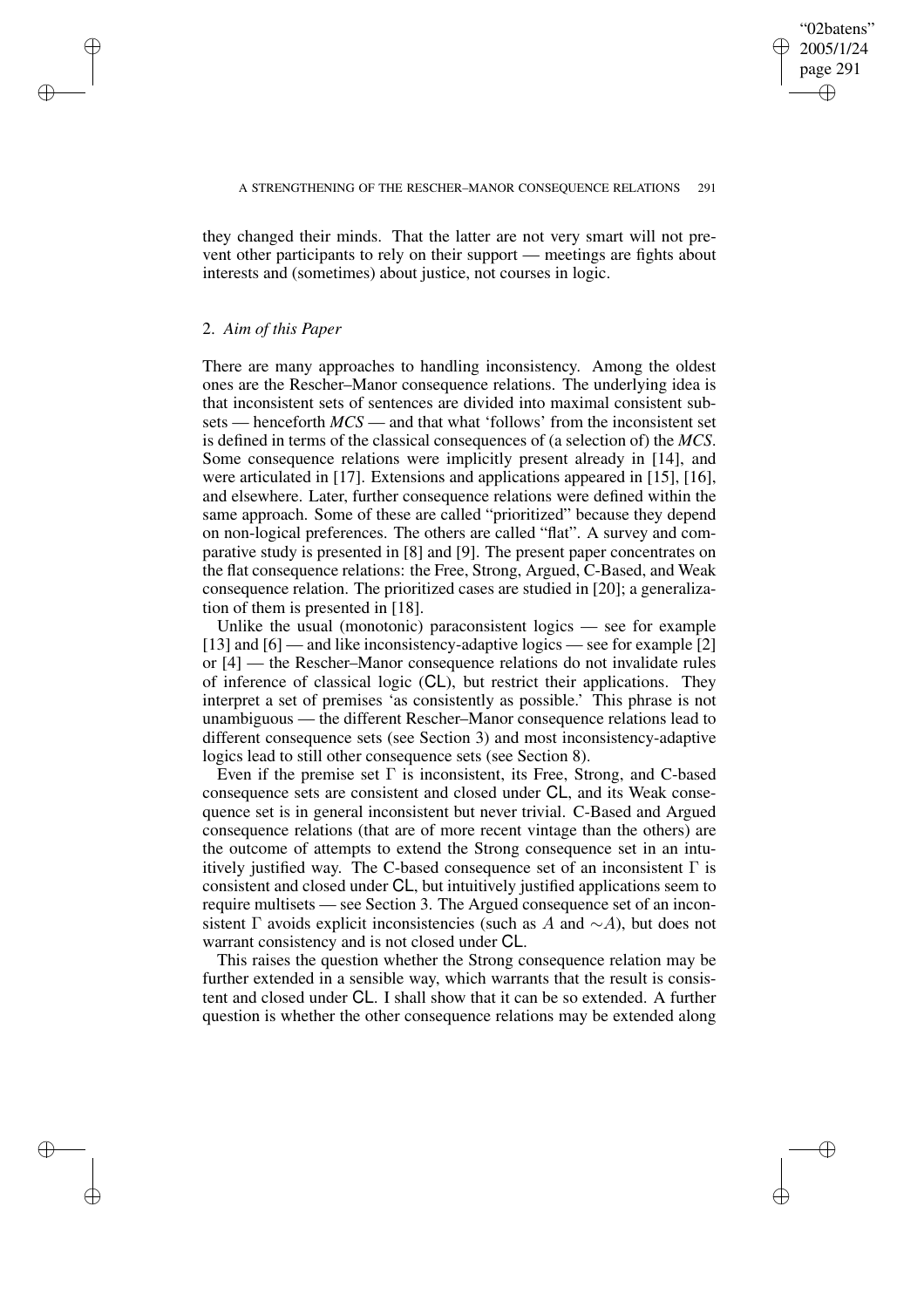they changed their minds. That the latter are not very smart will not prevent other participants to rely on their support — meetings are fights about interests and (sometimes) about justice, not courses in logic.

## 2. *Aim of this Paper*

There are many approaches to handling inconsistency. Among the oldest ones are the Rescher–Manor consequence relations. The underlying idea is that inconsistent sets of sentences are divided into maximal consistent subsets — henceforth *MCS* — and that what 'follows' from the inconsistent set is defined in terms of the classical consequences of (a selection of) the *MCS*. Some consequence relations were implicitly present already in [14], and were articulated in [17]. Extensions and applications appeared in [15], [16], and elsewhere. Later, further consequence relations were defined within the same approach. Some of these are called "prioritized" because they depend on non-logical preferences. The others are called "flat". A survey and comparative study is presented in [8] and [9]. The present paper concentrates on the flat consequence relations: the Free, Strong, Argued, C-Based, and Weak consequence relation. The prioritized cases are studied in [20]; a generalization of them is presented in [18].

Unlike the usual (monotonic) paraconsistent logics — see for example [13] and [6] — and like inconsistency-adaptive logics — see for example [2] or [4] — the Rescher–Manor consequence relations do not invalidate rules of inference of classical logic (CL), but restrict their applications. They interpret a set of premises 'as consistently as possible.' This phrase is not unambiguous — the different Rescher–Manor consequence relations lead to different consequence sets (see Section 3) and most inconsistency-adaptive logics lead to still other consequence sets (see Section 8).

Even if the premise set $\Gamma$ is inconsistent, its Free, Strong, and C-based consequence sets are consistent and closed under CL, and its Weak consequence set is in general inconsistent but never trivial. C-Based and Argued consequence relations (that are of more recent vintage than the others) are the outcome of attempts to extend the Strong consequence set in an intuitively justified way. The C-based consequence set of an inconsistent $\Gamma$ is consistent and closed under CL, but intuitively justified applications seem to require multisets — see Section 3. The Argued consequence set of an inconsistent $\Gamma$ avoids explicit inconsistencies (such as $A$ and $\sim A$), but does not warrant consistency and is not closed under CL.

This raises the question whether the Strong consequence relation may be further extended in a sensible way, which warrants that the result is consistent and closed under CL. I shall show that it can be so extended. A further question is whether the other consequence relations may be extended along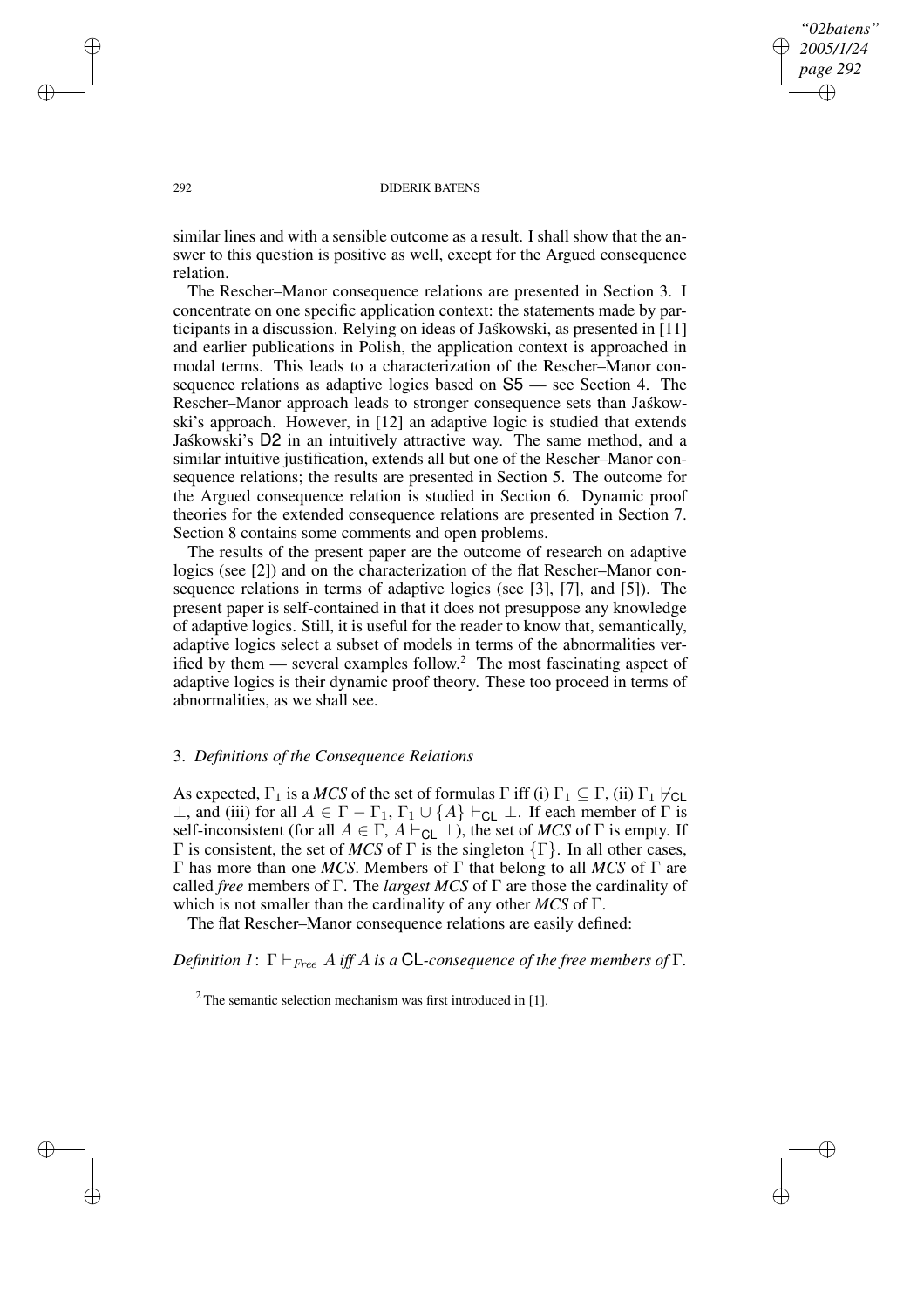similar lines and with a sensible outcome as a result. I shall show that the answer to this question is positive as well, except for the Argued consequence relation.

The Rescher–Manor consequence relations are presented in Section 3. I concentrate on one specific application context: the statements made by participants in a discussion. Relying on ideas of Jaśkowski, as presented in [11] and earlier publications in Polish, the application context is approached in modal terms. This leads to a characterization of the Rescher–Manor consequence relations as adaptive logics based on S5 — see Section 4. The Rescher–Manor approach leads to stronger consequence sets than Jaśkowski's approach. However, in [12] an adaptive logic is studied that extends Jaśkowski's D2 in an intuitively attractive way. The same method, and a similar intuitive justification, extends all but one of the Rescher–Manor consequence relations; the results are presented in Section 5. The outcome for the Argued consequence relation is studied in Section 6. Dynamic proof theories for the extended consequence relations are presented in Section 7. Section 8 contains some comments and open problems.

The results of the present paper are the outcome of research on adaptive logics (see [2]) and on the characterization of the flat Rescher–Manor consequence relations in terms of adaptive logics (see [3], [7], and [5]). The present paper is self-contained in that it does not presuppose any knowledge of adaptive logics. Still, it is useful for the reader to know that, semantically, adaptive logics select a subset of models in terms of the abnormalities verified by them — several examples follow.[2] The most fascinating aspect of adaptive logics is their dynamic proof theory. These too proceed in terms of abnormalities, as we shall see.

## 3. *Definitions of the Consequence Relations*

As expected, $\Gamma_1$ is a *MCS* of the set of formulas $\Gamma$ iff (i) $\Gamma_1 \subseteq \Gamma$, (ii) $\Gamma_1 \nvdash_{\mathsf{CL}} \bot$, and (iii) for all $A \in \Gamma - \Gamma_1$, $\Gamma_1 \cup \{A\} \vdash_{\mathsf{CL}} \bot$. If each member of $\Gamma$ is self-inconsistent (for all $A \in \Gamma$, $A \vdash_{\mathsf{CL}} \bot$), the set of *MCS* of $\Gamma$ is empty. If $\Gamma$ is consistent, the set of *MCS* of $\Gamma$ is the singleton $\{\Gamma\}$. In all other cases, $\Gamma$ has more than one *MCS*. Members of $\Gamma$ that belong to all *MCS* of $\Gamma$ are called *free* members of $\Gamma$. The *largest MCS* of $\Gamma$ are those the cardinality of which is not smaller than the cardinality of any other *MCS* of $\Gamma$.

The flat Rescher–Manor consequence relations are easily defined:

*Definition 1*: $\Gamma \vdash_{Free} A$ *iff* $A$ *is a* $\mathsf{CL}$*-consequence of the free members of* $\Gamma$.

[2] The semantic selection mechanism was first introduced in [1].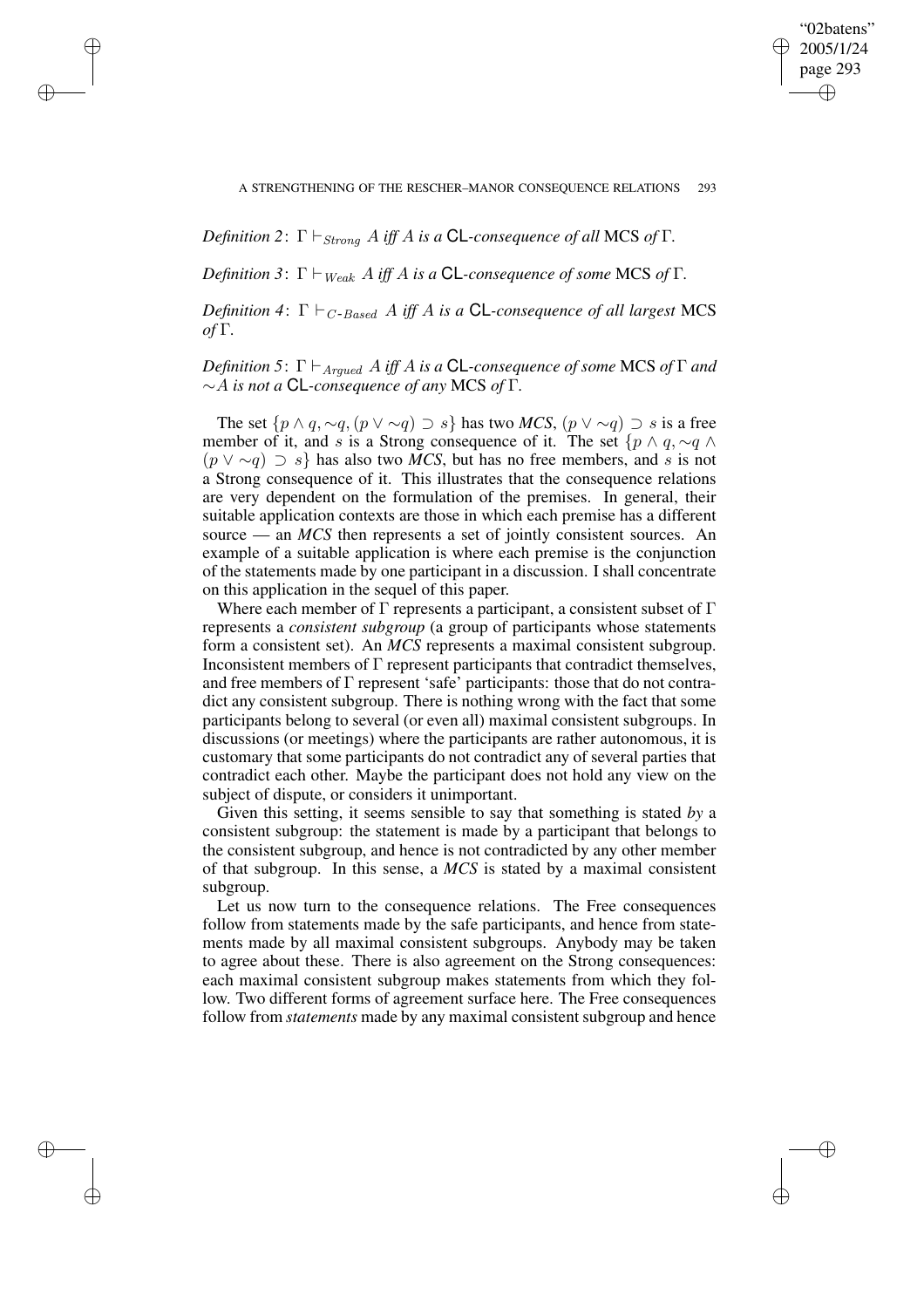*Definition 2*: $\Gamma \vdash_{Strong} A$ *iff* $A$ *is a* CL*-consequence of all* MCS *of* $\Gamma$.

*Definition 3*: $\Gamma \vdash_{Weak} A$ *iff* $A$ *is a* CL*-consequence of some* MCS *of* $\Gamma$.

*Definition 4*: $\Gamma \vdash_{C\text{-}Based} A$ *iff* $A$ *is a* CL*-consequence of all largest* MCS *of* $\Gamma$.

*Definition 5*: $\Gamma \vdash_{Argued} A$ *iff* $A$ *is a* CL*-consequence of some* MCS *of* $\Gamma$ *and* $\sim A$ *is not a* CL*-consequence of any* MCS *of* $\Gamma$.

The set $\{p \wedge q, \sim q, (p \vee \sim q) \supset s\}$ has two *MCS*, $(p \vee \sim q) \supset s$ is a free member of it, and $s$ is a Strong consequence of it. The set $\{p \wedge q, \sim q \wedge (p \vee \sim q) \supset s\}$ has also two *MCS*, but has no free members, and $s$ is not a Strong consequence of it. This illustrates that the consequence relations are very dependent on the formulation of the premises. In general, their suitable application contexts are those in which each premise has a different source — an *MCS* then represents a set of jointly consistent sources. An example of a suitable application is where each premise is the conjunction of the statements made by one participant in a discussion. I shall concentrate on this application in the sequel of this paper.

Where each member of $\Gamma$ represents a participant, a consistent subset of $\Gamma$ represents a *consistent subgroup* (a group of participants whose statements form a consistent set). An *MCS* represents a maximal consistent subgroup. Inconsistent members of $\Gamma$ represent participants that contradict themselves, and free members of $\Gamma$ represent 'safe' participants: those that do not contradict any consistent subgroup. There is nothing wrong with the fact that some participants belong to several (or even all) maximal consistent subgroups. In discussions (or meetings) where the participants are rather autonomous, it is customary that some participants do not contradict any of several parties that contradict each other. Maybe the participant does not hold any view on the subject of dispute, or considers it unimportant.

Given this setting, it seems sensible to say that something is stated *by* a consistent subgroup: the statement is made by a participant that belongs to the consistent subgroup, and hence is not contradicted by any other member of that subgroup. In this sense, a *MCS* is stated by a maximal consistent subgroup.

Let us now turn to the consequence relations. The Free consequences follow from statements made by the safe participants, and hence from statements made by all maximal consistent subgroups. Anybody may be taken to agree about these. There is also agreement on the Strong consequences: each maximal consistent subgroup makes statements from which they follow. Two different forms of agreement surface here. The Free consequences follow from *statements* made by any maximal consistent subgroup and hence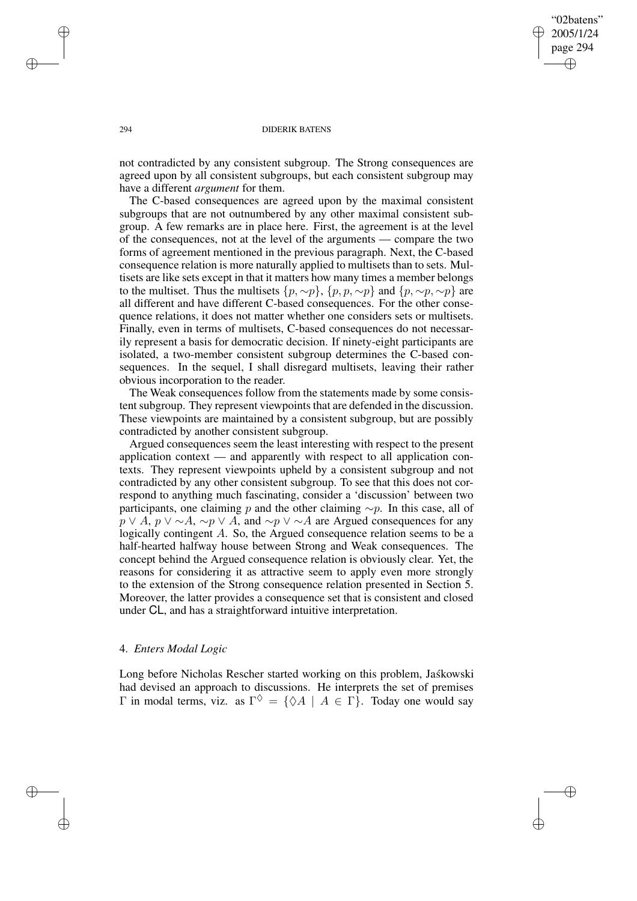not contradicted by any consistent subgroup. The Strong consequences are agreed upon by all consistent subgroups, but each consistent subgroup may have a different *argument* for them.

The C-based consequences are agreed upon by the maximal consistent subgroups that are not outnumbered by any other maximal consistent subgroup. A few remarks are in place here. First, the agreement is at the level of the consequences, not at the level of the arguments — compare the two forms of agreement mentioned in the previous paragraph. Next, the C-based consequence relation is more naturally applied to multisets than to sets. Multisets are like sets except in that it matters how many times a member belongs to the multiset. Thus the multisets $\{p, \sim p\}$, $\{p, p, \sim p\}$ and $\{p, \sim p, \sim p\}$ are all different and have different C-based consequences. For the other consequence relations, it does not matter whether one considers sets or multisets. Finally, even in terms of multisets, C-based consequences do not necessarily represent a basis for democratic decision. If ninety-eight participants are isolated, a two-member consistent subgroup determines the C-based consequences. In the sequel, I shall disregard multisets, leaving their rather obvious incorporation to the reader.

The Weak consequences follow from the statements made by some consistent subgroup. They represent viewpoints that are defended in the discussion. These viewpoints are maintained by a consistent subgroup, but are possibly contradicted by another consistent subgroup.

Argued consequences seem the least interesting with respect to the present application context — and apparently with respect to all application contexts. They represent viewpoints upheld by a consistent subgroup and not contradicted by any other consistent subgroup. To see that this does not correspond to anything much fascinating, consider a 'discussion' between two participants, one claiming $p$ and the other claiming $\sim p$. In this case, all of $p \vee A$, $p \vee \sim A$, $\sim p \vee A$, and $\sim p \vee \sim A$ are Argued consequences for any logically contingent $A$. So, the Argued consequence relation seems to be a half-hearted halfway house between Strong and Weak consequences. The concept behind the Argued consequence relation is obviously clear. Yet, the reasons for considering it as attractive seem to apply even more strongly to the extension of the Strong consequence relation presented in Section 5. Moreover, the latter provides a consequence set that is consistent and closed under CL, and has a straightforward intuitive interpretation.

## 4. *Enters Modal Logic*

Long before Nicholas Rescher started working on this problem, Jaśkowski had devised an approach to discussions. He interprets the set of premises $\Gamma$ in modal terms, viz. as $\Gamma^{\Diamond} = \{\Diamond A \mid A \in \Gamma\}$. Today one would say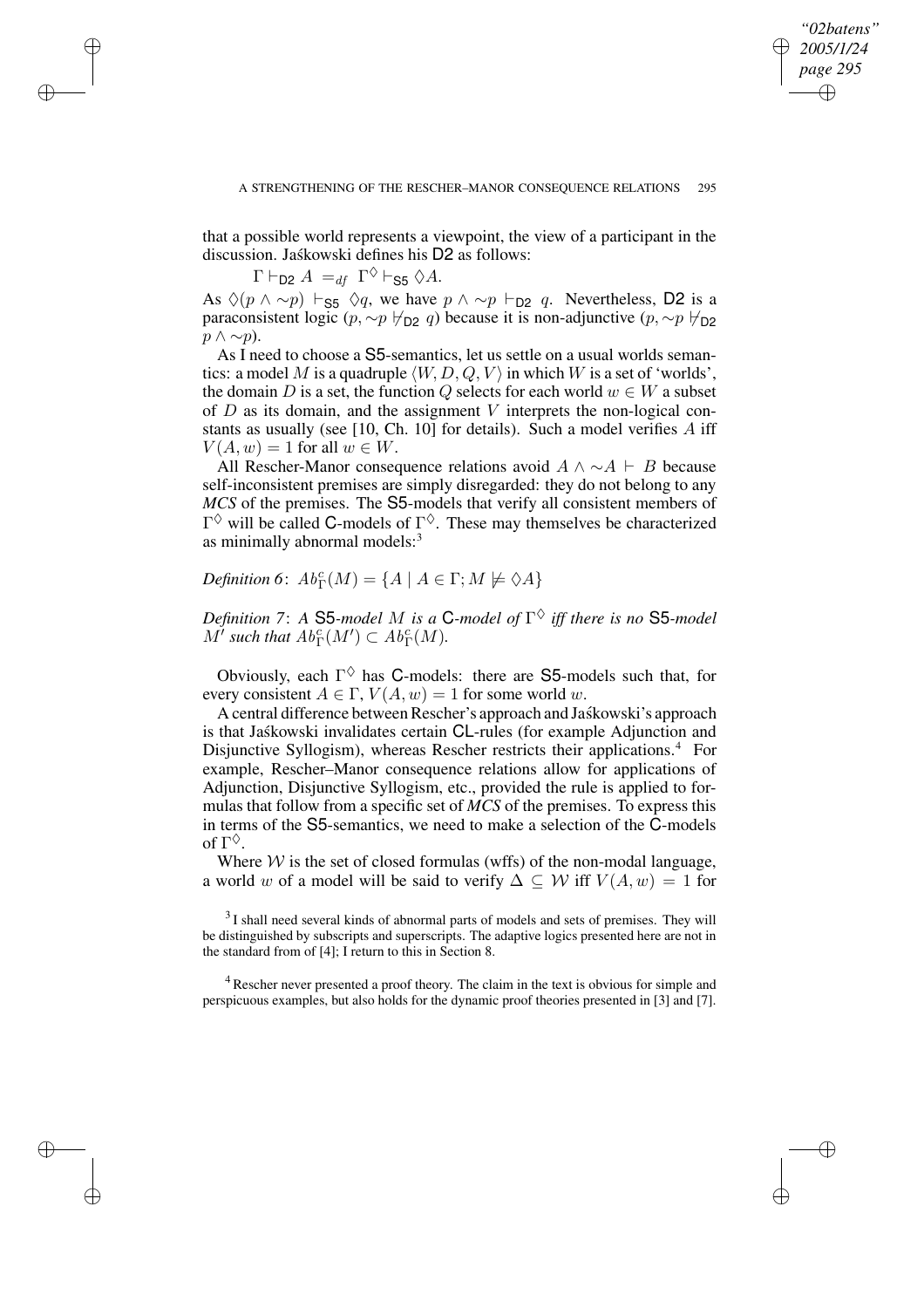that a possible world represents a viewpoint, the view of a participant in the discussion. Jaśkowski defines his D2 as follows:

$$\Gamma \vdash_{\mathsf{D2}} A \;=_{df}\; \Gamma^{\Diamond} \vdash_{\mathsf{S5}} \Diamond A.$$

As $\Diamond(p \wedge {\sim}p) \vdash_{\mathsf{S5}} \Diamond q$, we have $p \wedge {\sim}p \vdash_{\mathsf{D2}} q$. Nevertheless, D2 is a paraconsistent logic ($p, {\sim}p \nvdash_{\mathsf{D2}} q$) because it is non-adjunctive ($p, {\sim}p \nvdash_{\mathsf{D2}} p \wedge {\sim}p$).

As I need to choose a S5-semantics, let us settle on a usual worlds semantics: a model $M$ is a quadruple $\langle W, D, Q, V \rangle$ in which $W$ is a set of 'worlds', the domain $D$ is a set, the function $Q$ selects for each world $w \in W$ a subset of $D$ as its domain, and the assignment $V$ interprets the non-logical constants as usually (see [10, Ch. 10] for details). Such a model verifies $A$ iff $V(A, w) = 1$ for all $w \in W$.

All Rescher-Manor consequence relations avoid $A \wedge {\sim}A \vdash B$ because self-inconsistent premises are simply disregarded: they do not belong to any *MCS* of the premises. The S5-models that verify all consistent members of $\Gamma^{\Diamond}$ will be called C-models of $\Gamma^{\Diamond}$. These may themselves be characterized as minimally abnormal models:[3]

*Definition 6*: $Ab^{c}_{\Gamma}(M) = \{A \mid A \in \Gamma; M \not\models \Diamond A\}$

*Definition 7*: *A* S5*-model* $M$ *is a* C*-model of* $\Gamma^{\Diamond}$ *iff there is no* S5*-model* $M'$ *such that* $Ab^{c}_{\Gamma}(M') \subset Ab^{c}_{\Gamma}(M)$.

Obviously, each $\Gamma^{\Diamond}$ has C-models: there are S5-models such that, for every consistent $A \in \Gamma$, $V(A, w) = 1$ for some world $w$.

A central difference between Rescher's approach and Jaśkowski's approach is that Jaśkowski invalidates certain CL-rules (for example Adjunction and Disjunctive Syllogism), whereas Rescher restricts their applications.[4] For example, Rescher–Manor consequence relations allow for applications of Adjunction, Disjunctive Syllogism, etc., provided the rule is applied to formulas that follow from a specific set of *MCS* of the premises. To express this in terms of the S5-semantics, we need to make a selection of the C-models of $\Gamma^{\Diamond}$.

Where $\mathcal{W}$ is the set of closed formulas (wffs) of the non-modal language, a world $w$ of a model will be said to verify $\Delta \subseteq \mathcal{W}$ iff $V(A, w) = 1$ for

[3] I shall need several kinds of abnormal parts of models and sets of premises. They will be distinguished by subscripts and superscripts. The adaptive logics presented here are not in the standard from of [4]; I return to this in Section 8.

[4] Rescher never presented a proof theory. The claim in the text is obvious for simple and perspicuous examples, but also holds for the dynamic proof theories presented in [3] and [7].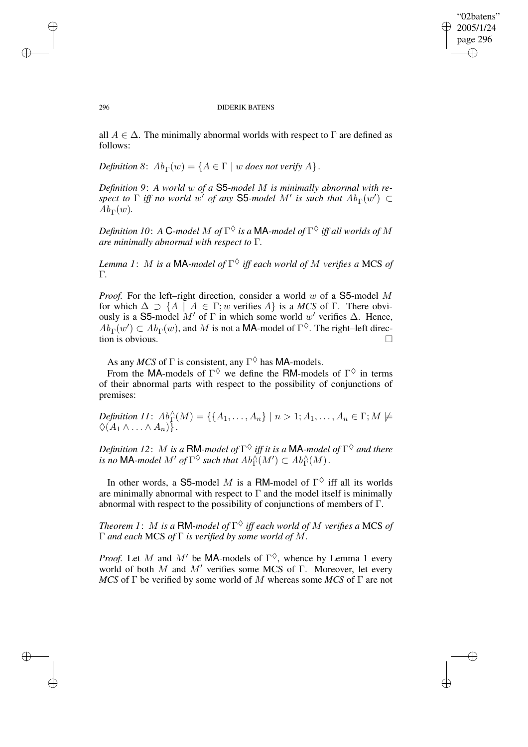all $A \in \Delta$. The minimally abnormal worlds with respect to $\Gamma$ are defined as follows:

*Definition 8*: $Ab_\Gamma(w) = \{A \in \Gamma \mid w \textit{ does not verify } A\}$.

*Definition 9*: *A world $w$ of a* S5*-model $M$ is minimally abnormal with respect to $\Gamma$ iff no world $w'$ of any* S5*-model $M'$ is such that $Ab_\Gamma(w') \subset Ab_\Gamma(w)$.*

*Definition 10*: *A* C*-model $M$ of $\Gamma^\Diamond$ is a* MA*-model of $\Gamma^\Diamond$ iff all worlds of $M$ are minimally abnormal with respect to $\Gamma$.*

*Lemma 1*: *$M$ is a* MA*-model of $\Gamma^\Diamond$ iff each world of $M$ verifies a* MCS *of $\Gamma$.*

*Proof.* For the left–right direction, consider a world $w$ of a S5-model $M$ for which $\Delta \supset \{A \mid A \in \Gamma; w \text{ verifies } A\}$ is a *MCS* of $\Gamma$. There obviously is a S5-model $M'$ of $\Gamma$ in which some world $w'$ verifies $\Delta$. Hence, $Ab_\Gamma(w') \subset Ab_\Gamma(w)$, and $M$ is not a MA-model of $\Gamma^\Diamond$. The right–left direction is obvious. □

As any *MCS* of $\Gamma$ is consistent, any $\Gamma^\Diamond$ has MA-models.

From the MA-models of $\Gamma^\Diamond$ we define the RM-models of $\Gamma^\Diamond$ in terms of their abnormal parts with respect to the possibility of conjunctions of premises:

*Definition 11*: $Ab^\wedge_\Gamma(M) = \{\{A_1, \ldots, A_n\} \mid n > 1; A_1, \ldots, A_n \in \Gamma; M \not\models \Diamond(A_1 \wedge \ldots \wedge A_n)\}$.

*Definition 12*: *$M$ is a* RM*-model of $\Gamma^\Diamond$ iff it is a* MA*-model of $\Gamma^\Diamond$ and there is no* MA*-model $M'$ of $\Gamma^\Diamond$ such that $Ab^\wedge_\Gamma(M') \subset Ab^\wedge_\Gamma(M)$.*

In other words, a S5-model $M$ is a RM-model of $\Gamma^\Diamond$ iff all its worlds are minimally abnormal with respect to $\Gamma$ and the model itself is minimally abnormal with respect to the possibility of conjunctions of members of $\Gamma$.

*Theorem 1*: *$M$ is a* RM*-model of $\Gamma^\Diamond$ iff each world of $M$ verifies a* MCS *of $\Gamma$ and each* MCS *of $\Gamma$ is verified by some world of $M$.*

*Proof.* Let $M$ and $M'$ be MA-models of $\Gamma^\Diamond$, whence by Lemma 1 every world of both $M$ and $M'$ verifies some MCS of $\Gamma$. Moreover, let every *MCS* of $\Gamma$ be verified by some world of $M$ whereas some *MCS* of $\Gamma$ are not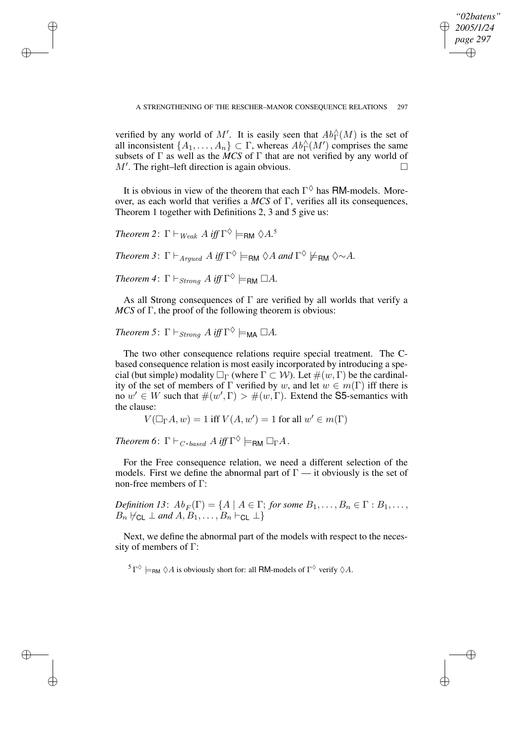verified by any world of $M'$. It is easily seen that $Ab^{\wedge}_{\Gamma}(M)$ is the set of all inconsistent $\{A_1, \ldots, A_n\} \subset \Gamma$, whereas $Ab^{\wedge}_{\Gamma}(M')$ comprises the same subsets of $\Gamma$ as well as the *MCS* of $\Gamma$ that are not verified by any world of $M'$. The right–left direction is again obvious. $\square$

It is obvious in view of the theorem that each $\Gamma^{\Diamond}$ has RM-models. Moreover, as each world that verifies a *MCS* of $\Gamma$, verifies all its consequences, Theorem 1 together with Definitions 2, 3 and 5 give us:

*Theorem 2*: $\Gamma \vdash_{Weak} A$ *iff* $\Gamma^{\Diamond} \models_{\mathsf{RM}} \Diamond A$.[5]

*Theorem 3*: $\Gamma \vdash_{Argued} A$ *iff* $\Gamma^{\Diamond} \models_{\mathsf{RM}} \Diamond A$ *and* $\Gamma^{\Diamond} \not\models_{\mathsf{RM}} \Diamond{\sim}A$.

*Theorem 4*: $\Gamma \vdash_{Strong} A$ *iff* $\Gamma^{\Diamond} \models_{\mathsf{RM}} \Box A$.

As all Strong consequences of $\Gamma$ are verified by all worlds that verify a *MCS* of $\Gamma$, the proof of the following theorem is obvious:

*Theorem 5*: $\Gamma \vdash_{Strong} A$ *iff* $\Gamma^{\Diamond} \models_{\mathsf{MA}} \Box A$.

The two other consequence relations require special treatment. The C-based consequence relation is most easily incorporated by introducing a special (but simple) modality $\Box_{\Gamma}$ (where $\Gamma \subset \mathcal{W}$). Let $\#(w, \Gamma)$ be the cardinality of the set of members of $\Gamma$ verified by $w$, and let $w \in m(\Gamma)$ iff there is no $w' \in W$ such that $\#(w', \Gamma) > \#(w, \Gamma)$. Extend the S5-semantics with the clause:

$$V(\Box_{\Gamma} A, w) = 1 \text{ iff } V(A, w') = 1 \text{ for all } w' \in m(\Gamma)$$

*Theorem 6*: $\Gamma \vdash_{C\text{-}based} A$ *iff* $\Gamma^{\Diamond} \models_{\mathsf{RM}} \Box_{\Gamma} A$.

For the Free consequence relation, we need a different selection of the models. First we define the abnormal part of $\Gamma$ — it obviously is the set of non-free members of $\Gamma$:

*Definition 13*: $Ab_F(\Gamma) = \{A \mid A \in \Gamma;$ *for some* $B_1, \ldots, B_n \in \Gamma : B_1, \ldots, B_n \nvdash_{\mathsf{CL}} \bot$ *and* $A, B_1, \ldots, B_n \vdash_{\mathsf{CL}} \bot\}$

Next, we define the abnormal part of the models with respect to the necessity of members of $\Gamma$:

[5] $\Gamma^{\Diamond} \models_{\mathsf{RM}} \Diamond A$ is obviously short for: all RM-models of $\Gamma^{\Diamond}$ verify $\Diamond A$.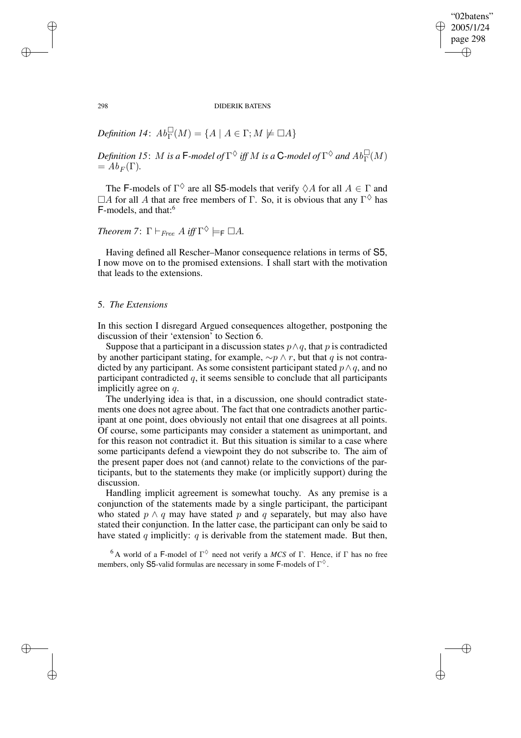*Definition 14*: $Ab^{\Box}_{\Gamma}(M) = \{A \mid A \in \Gamma; M \not\models \Box A\}$

*Definition 15*: *$M$ is a* F*-model of* $\Gamma^{\Diamond}$ *iff $M$ is a* C*-model of* $\Gamma^{\Diamond}$ *and* $Ab^{\Box}_{\Gamma}(M) = Ab_F(\Gamma)$.

The F-models of $\Gamma^{\Diamond}$ are all S5-models that verify $\Diamond A$ for all $A \in \Gamma$ and $\Box A$ for all $A$ that are free members of $\Gamma$. So, it is obvious that any $\Gamma^{\Diamond}$ has F-models, and that:[6]

*Theorem 7*: $\Gamma \vdash_{Free} A$ *iff* $\Gamma^{\Diamond} \models_{\mathsf{F}} \Box A$.

Having defined all Rescher–Manor consequence relations in terms of S5, I now move on to the promised extensions. I shall start with the motivation that leads to the extensions.

## 5. *The Extensions*

In this section I disregard Argued consequences altogether, postponing the discussion of their 'extension' to Section 6.

Suppose that a participant in a discussion states $p \wedge q$, that $p$ is contradicted by another participant stating, for example, $\sim p \wedge r$, but that $q$ is not contradicted by any participant. As some consistent participant stated $p \wedge q$, and no participant contradicted $q$, it seems sensible to conclude that all participants implicitly agree on $q$.

The underlying idea is that, in a discussion, one should contradict statements one does not agree about. The fact that one contradicts another participant at one point, does obviously not entail that one disagrees at all points. Of course, some participants may consider a statement as unimportant, and for this reason not contradict it. But this situation is similar to a case where some participants defend a viewpoint they do not subscribe to. The aim of the present paper does not (and cannot) relate to the convictions of the participants, but to the statements they make (or implicitly support) during the discussion.

Handling implicit agreement is somewhat touchy. As any premise is a conjunction of the statements made by a single participant, the participant who stated $p \wedge q$ may have stated $p$ and $q$ separately, but may also have stated their conjunction. In the latter case, the participant can only be said to have stated $q$ implicitly: $q$ is derivable from the statement made. But then,

[6] A world of a F-model of $\Gamma^{\Diamond}$ need not verify a *MCS* of $\Gamma$. Hence, if $\Gamma$ has no free members, only S5-valid formulas are necessary in some F-models of $\Gamma^{\Diamond}$.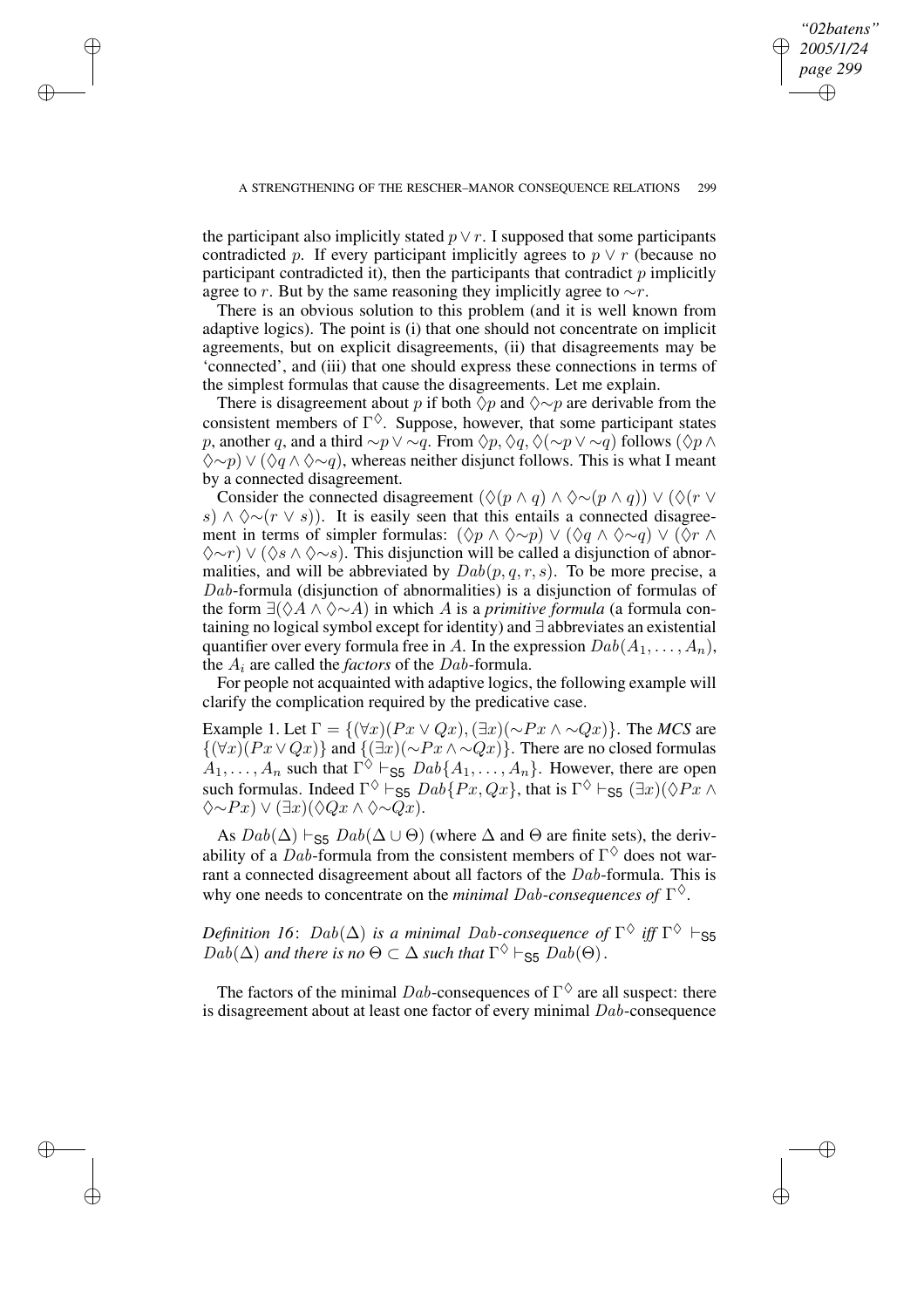the participant also implicitly stated $p \vee r$. I supposed that some participants contradicted $p$. If every participant implicitly agrees to $p \vee r$ (because no participant contradicted it), then the participants that contradict $p$ implicitly agree to $r$. But by the same reasoning they implicitly agree to $\sim r$.

There is an obvious solution to this problem (and it is well known from adaptive logics). The point is (i) that one should not concentrate on implicit agreements, but on explicit disagreements, (ii) that disagreements may be 'connected', and (iii) that one should express these connections in terms of the simplest formulas that cause the disagreements. Let me explain.

There is disagreement about $p$ if both $\Diamond p$ and $\Diamond \sim p$ are derivable from the consistent members of $\Gamma^{\Diamond}$. Suppose, however, that some participant states $p$, another $q$, and a third $\sim p \vee \sim q$. From $\Diamond p, \Diamond q, \Diamond(\sim p \vee \sim q)$ follows $(\Diamond p \wedge \Diamond \sim p) \vee (\Diamond q \wedge \Diamond \sim q)$, whereas neither disjunct follows. This is what I meant by a connected disagreement.

Consider the connected disagreement $(\Diamond(p \wedge q) \wedge \Diamond \sim(p \wedge q)) \vee (\Diamond(r \vee s) \wedge \Diamond \sim(r \vee s))$. It is easily seen that this entails a connected disagreement in terms of simpler formulas: $(\Diamond p \wedge \Diamond \sim p) \vee (\Diamond q \wedge \Diamond \sim q) \vee (\Diamond r \wedge \Diamond \sim r) \vee (\Diamond s \wedge \Diamond \sim s)$. This disjunction will be called a disjunction of abnormalities, and will be abbreviated by $Dab(p, q, r, s)$. To be more precise, a $Dab$-formula (disjunction of abnormalities) is a disjunction of formulas of the form $\exists(\Diamond A \wedge \Diamond \sim A)$ in which $A$ is a *primitive formula* (a formula containing no logical symbol except for identity) and $\exists$ abbreviates an existential quantifier over every formula free in $A$. In the expression $Dab(A_1, \ldots, A_n)$, the $A_i$ are called the *factors* of the $Dab$-formula.

For people not acquainted with adaptive logics, the following example will clarify the complication required by the predicative case.

Example 1. Let $\Gamma = \{(\forall x)(Px \vee Qx), (\exists x)(\sim Px \wedge \sim Qx)\}$. The *MCS* are $\{(\forall x)(Px \vee Qx)\}$ and $\{(\exists x)(\sim Px \wedge \sim Qx)\}$. There are no closed formulas $A_1, \ldots, A_n$ such that $\Gamma^{\Diamond} \vdash_{\mathsf{S5}} Dab\{A_1, \ldots, A_n\}$. However, there are open such formulas. Indeed $\Gamma^{\Diamond} \vdash_{\mathsf{S5}} Dab\{Px, Qx\}$, that is $\Gamma^{\Diamond} \vdash_{\mathsf{S5}} (\exists x)(\Diamond Px \wedge \Diamond \sim Px) \vee (\exists x)(\Diamond Qx \wedge \Diamond \sim Qx)$.

As $Dab(\Delta) \vdash_{\mathsf{S5}} Dab(\Delta \cup \Theta)$ (where $\Delta$ and $\Theta$ are finite sets), the derivability of a $Dab$-formula from the consistent members of $\Gamma^{\Diamond}$ does not warrant a connected disagreement about all factors of the $Dab$-formula. This is why one needs to concentrate on the *minimal $Dab$-consequences of $\Gamma^{\Diamond}$*.

*Definition 16*: *$Dab(\Delta)$ is a minimal $Dab$-consequence of $\Gamma^{\Diamond}$ iff $\Gamma^{\Diamond} \vdash_{\mathsf{S5}} Dab(\Delta)$ and there is no $\Theta \subset \Delta$ such that $\Gamma^{\Diamond} \vdash_{\mathsf{S5}} Dab(\Theta)$.*

The factors of the minimal $Dab$-consequences of $\Gamma^{\Diamond}$ are all suspect: there is disagreement about at least one factor of every minimal $Dab$-consequence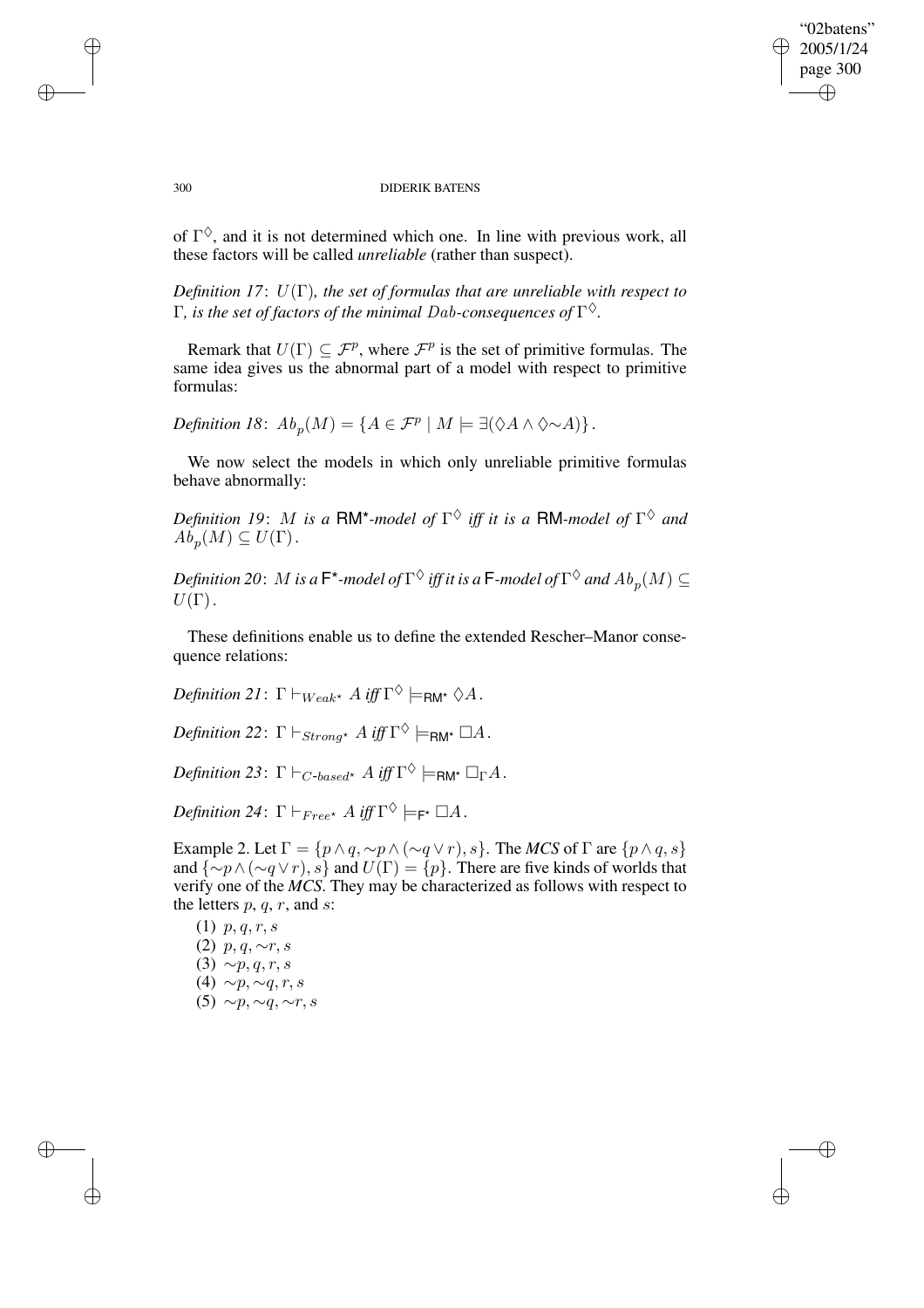of $\Gamma^\Diamond$, and it is not determined which one. In line with previous work, all these factors will be called *unreliable* (rather than suspect).

*Definition 17*: $U(\Gamma)$*, the set of formulas that are unreliable with respect to* $\Gamma$*, is the set of factors of the minimal* $Dab$*-consequences of* $\Gamma^\Diamond$*.*

Remark that $U(\Gamma) \subseteq \mathcal{F}^p$, where $\mathcal{F}^p$ is the set of primitive formulas. The same idea gives us the abnormal part of a model with respect to primitive formulas:

*Definition 18*: $Ab_p(M) = \{A \in \mathcal{F}^p \mid M \models \exists(\Diamond A \wedge \Diamond{\sim}A)\}$.

We now select the models in which only unreliable primitive formulas behave abnormally:

*Definition 19*: $M$ *is a* $\mathsf{RM}^\star$*-model of* $\Gamma^\Diamond$ *iff it is a* $\mathsf{RM}$*-model of* $\Gamma^\Diamond$ *and* $Ab_p(M) \subseteq U(\Gamma)$.

*Definition 20*: $M$ *is a* $\mathsf{F}^\star$*-model of* $\Gamma^\Diamond$ *iff it is a* $\mathsf{F}$*-model of* $\Gamma^\Diamond$ *and* $Ab_p(M) \subseteq U(\Gamma)$.

These definitions enable us to define the extended Rescher–Manor consequence relations:

*Definition 21*: $\Gamma \vdash_{Weak^\star} A$ *iff* $\Gamma^\Diamond \models_{\mathsf{RM}^\star} \Diamond A$.

*Definition 22*: $\Gamma \vdash_{Strong^\star} A$ *iff* $\Gamma^\Diamond \models_{\mathsf{RM}^\star} \Box A$.

*Definition 23*: $\Gamma \vdash_{C\text{-}based^\star} A$ *iff* $\Gamma^\Diamond \models_{\mathsf{RM}^\star} \Box_\Gamma A$.

*Definition 24*: $\Gamma \vdash_{Free^\star} A$ *iff* $\Gamma^\Diamond \models_{\mathsf{F}^\star} \Box A$.

Example 2. Let $\Gamma = \{p \wedge q, {\sim}p \wedge ({\sim}q \vee r), s\}$. The *MCS* of $\Gamma$ are $\{p \wedge q, s\}$ and $\{{\sim}p \wedge ({\sim}q \vee r), s\}$ and $U(\Gamma) = \{p\}$. There are five kinds of worlds that verify one of the *MCS*. They may be characterized as follows with respect to the letters $p$, $q$, $r$, and $s$:

(1) $p, q, r, s$
(2) $p, q, {\sim}r, s$
(3) ${\sim}p, q, r, s$
(4) ${\sim}p, {\sim}q, r, s$
(5) ${\sim}p, {\sim}q, {\sim}r, s$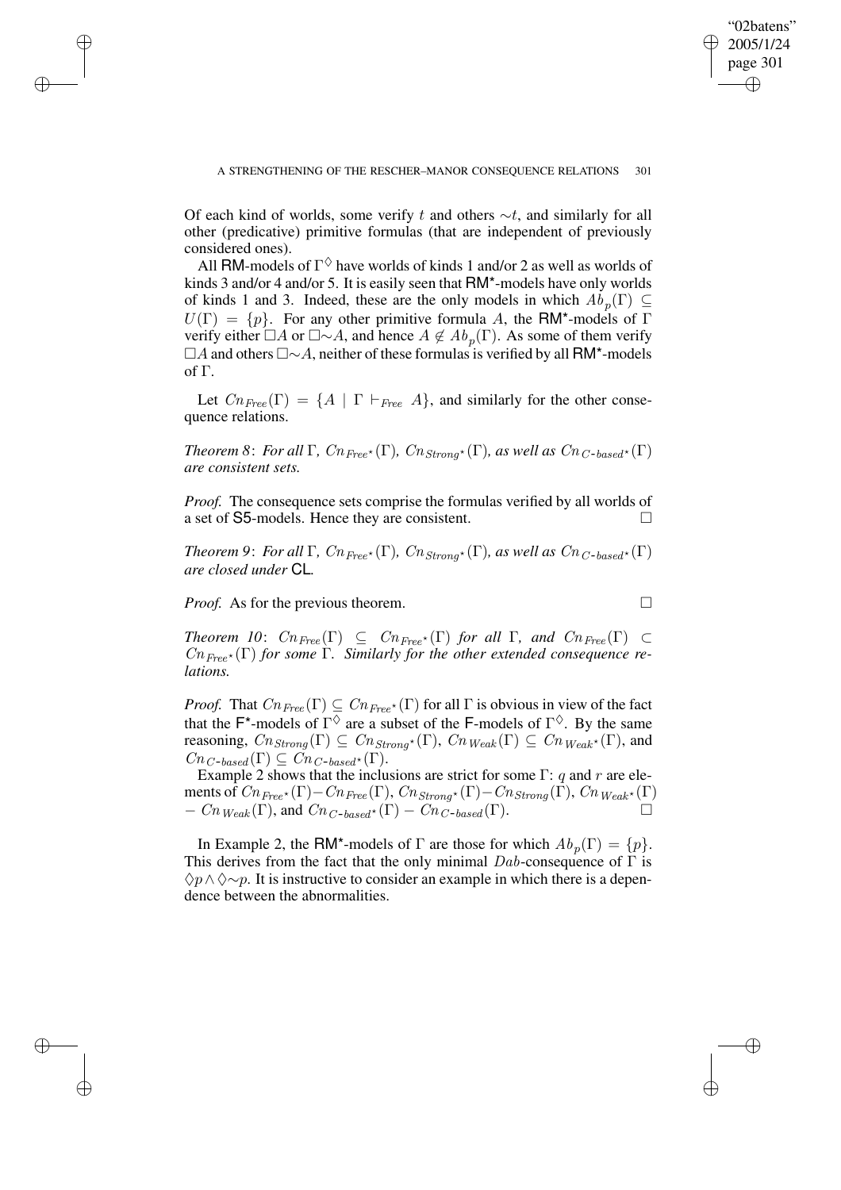Of each kind of worlds, some verify $t$ and others $\sim t$, and similarly for all other (predicative) primitive formulas (that are independent of previously considered ones).

All RM-models of $\Gamma^{\Diamond}$ have worlds of kinds 1 and/or 2 as well as worlds of kinds 3 and/or 4 and/or 5. It is easily seen that $\mathsf{RM}^{\star}$-models have only worlds of kinds 1 and 3. Indeed, these are the only models in which $Ab_p(\Gamma) \subseteq U(\Gamma) = \{p\}$. For any other primitive formula $A$, the $\mathsf{RM}^{\star}$-models of $\Gamma$ verify either $\Box A$ or $\Box{\sim}A$, and hence $A \notin Ab_p(\Gamma)$. As some of them verify $\Box A$ and others $\Box{\sim}A$, neither of these formulas is verified by all $\mathsf{RM}^{\star}$-models of $\Gamma$.

Let $Cn_{Free}(\Gamma) = \{A \mid \Gamma \vdash_{Free} A\}$, and similarly for the other consequence relations.

*Theorem 8*: *For all* $\Gamma$, $Cn_{Free^{\star}}(\Gamma)$, $Cn_{Strong^{\star}}(\Gamma)$, *as well as* $Cn_{C\text{-}based^{\star}}(\Gamma)$ *are consistent sets.*

*Proof.* The consequence sets comprise the formulas verified by all worlds of a set of S5-models. Hence they are consistent. □

*Theorem 9*: *For all* $\Gamma$, $Cn_{Free^{\star}}(\Gamma)$, $Cn_{Strong^{\star}}(\Gamma)$, *as well as* $Cn_{C\text{-}based^{\star}}(\Gamma)$ *are closed under* CL.

*Proof.* As for the previous theorem. □

*Theorem 10*: $Cn_{Free}(\Gamma) \subseteq Cn_{Free^{\star}}(\Gamma)$ *for all* $\Gamma$, *and* $Cn_{Free}(\Gamma) \subset Cn_{Free^{\star}}(\Gamma)$ *for some* $\Gamma$. *Similarly for the other extended consequence relations.*

*Proof.* That $Cn_{Free}(\Gamma) \subseteq Cn_{Free^{\star}}(\Gamma)$ for all $\Gamma$ is obvious in view of the fact that the $\mathsf{F}^{\star}$-models of $\Gamma^{\Diamond}$ are a subset of the F-models of $\Gamma^{\Diamond}$. By the same reasoning, $Cn_{Strong}(\Gamma) \subseteq Cn_{Strong^{\star}}(\Gamma)$, $Cn_{Weak}(\Gamma) \subseteq Cn_{Weak^{\star}}(\Gamma)$, and $Cn_{C\text{-}based}(\Gamma) \subseteq Cn_{C\text{-}based^{\star}}(\Gamma)$.

Example 2 shows that the inclusions are strict for some $\Gamma$: $q$ and $r$ are elements of $Cn_{Free^{\star}}(\Gamma) - Cn_{Free}(\Gamma)$, $Cn_{Strong^{\star}}(\Gamma) - Cn_{Strong}(\Gamma)$, $Cn_{Weak^{\star}}(\Gamma) - Cn_{Weak}(\Gamma)$, and $Cn_{C\text{-}based^{\star}}(\Gamma) - Cn_{C\text{-}based}(\Gamma)$. □

In Example 2, the $\mathsf{RM}^{\star}$-models of $\Gamma$ are those for which $Ab_p(\Gamma) = \{p\}$. This derives from the fact that the only minimal $Dab$-consequence of $\Gamma$ is $\Diamond p \wedge \Diamond{\sim}p$. It is instructive to consider an example in which there is a dependence between the abnormalities.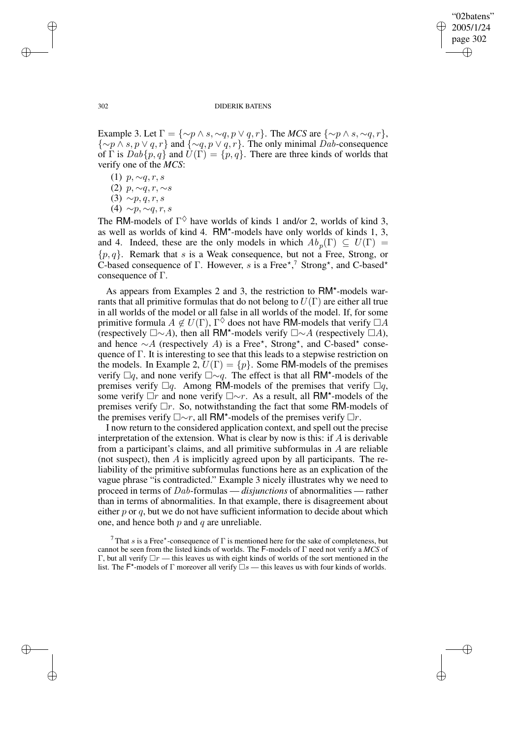Example 3. Let $\Gamma = \{\sim p \wedge s, \sim q, p \vee q, r\}$. The *MCS* are $\{\sim p \wedge s, \sim q, r\}$, $\{\sim p \wedge s, p \vee q, r\}$ and $\{\sim q, p \vee q, r\}$. The only minimal $Dab$-consequence of $\Gamma$ is $Dab\{p, q\}$ and $U(\Gamma) = \{p, q\}$. There are three kinds of worlds that verify one of the *MCS*:

(1) $p, \sim q, r, s$

(2) $p, \sim q, r, \sim s$

(3) $\sim p, q, r, s$

(4) $\sim p, \sim q, r, s$

The RM-models of $\Gamma^{\Diamond}$ have worlds of kinds 1 and/or 2, worlds of kind 3, as well as worlds of kind 4. RM$^{\star}$-models have only worlds of kinds 1, 3, and 4. Indeed, these are the only models in which $Ab_p(\Gamma) \subseteq U(\Gamma) = \{p, q\}$. Remark that $s$ is a Weak consequence, but not a Free, Strong, or C-based consequence of $\Gamma$. However, $s$ is a Free$^{\star}$,[7] Strong$^{\star}$, and C-based$^{\star}$ consequence of $\Gamma$.

As appears from Examples 2 and 3, the restriction to RM$^{\star}$-models warrants that all primitive formulas that do not belong to $U(\Gamma)$ are either all true in all worlds of the model or all false in all worlds of the model. If, for some primitive formula $A \notin U(\Gamma)$, $\Gamma^{\Diamond}$ does not have RM-models that verify $\Box A$ (respectively $\Box\sim A$), then all RM$^{\star}$-models verify $\Box\sim A$ (respectively $\Box A$), and hence $\sim A$ (respectively $A$) is a Free$^{\star}$, Strong$^{\star}$, and C-based$^{\star}$ consequence of $\Gamma$. It is interesting to see that this leads to a stepwise restriction on the models. In Example 2, $U(\Gamma) = \{p\}$. Some RM-models of the premises verify $\Box q$, and none verify $\Box\sim q$. The effect is that all RM$^{\star}$-models of the premises verify $\Box q$. Among RM-models of the premises that verify $\Box q$, some verify $\Box r$ and none verify $\Box\sim r$. As a result, all RM$^{\star}$-models of the premises verify $\Box r$. So, notwithstanding the fact that some RM-models of the premises verify $\Box\sim r$, all RM$^{\star}$-models of the premises verify $\Box r$.

I now return to the considered application context, and spell out the precise interpretation of the extension. What is clear by now is this: if $A$ is derivable from a participant's claims, and all primitive subformulas in $A$ are reliable (not suspect), then $A$ is implicitly agreed upon by all participants. The reliability of the primitive subformulas functions here as an explication of the vague phrase "is contradicted." Example 3 nicely illustrates why we need to proceed in terms of $Dab$-formulas — *disjunctions* of abnormalities — rather than in terms of abnormalities. In that example, there is disagreement about either $p$ or $q$, but we do not have sufficient information to decide about which one, and hence both $p$ and $q$ are unreliable.

[7] That $s$ is a Free$^{\star}$-consequence of $\Gamma$ is mentioned here for the sake of completeness, but cannot be seen from the listed kinds of worlds. The F-models of $\Gamma$ need not verify a *MCS* of $\Gamma$, but all verify $\Box r$ — this leaves us with eight kinds of worlds of the sort mentioned in the list. The F$^{\star}$-models of $\Gamma$ moreover all verify $\Box s$ — this leaves us with four kinds of worlds.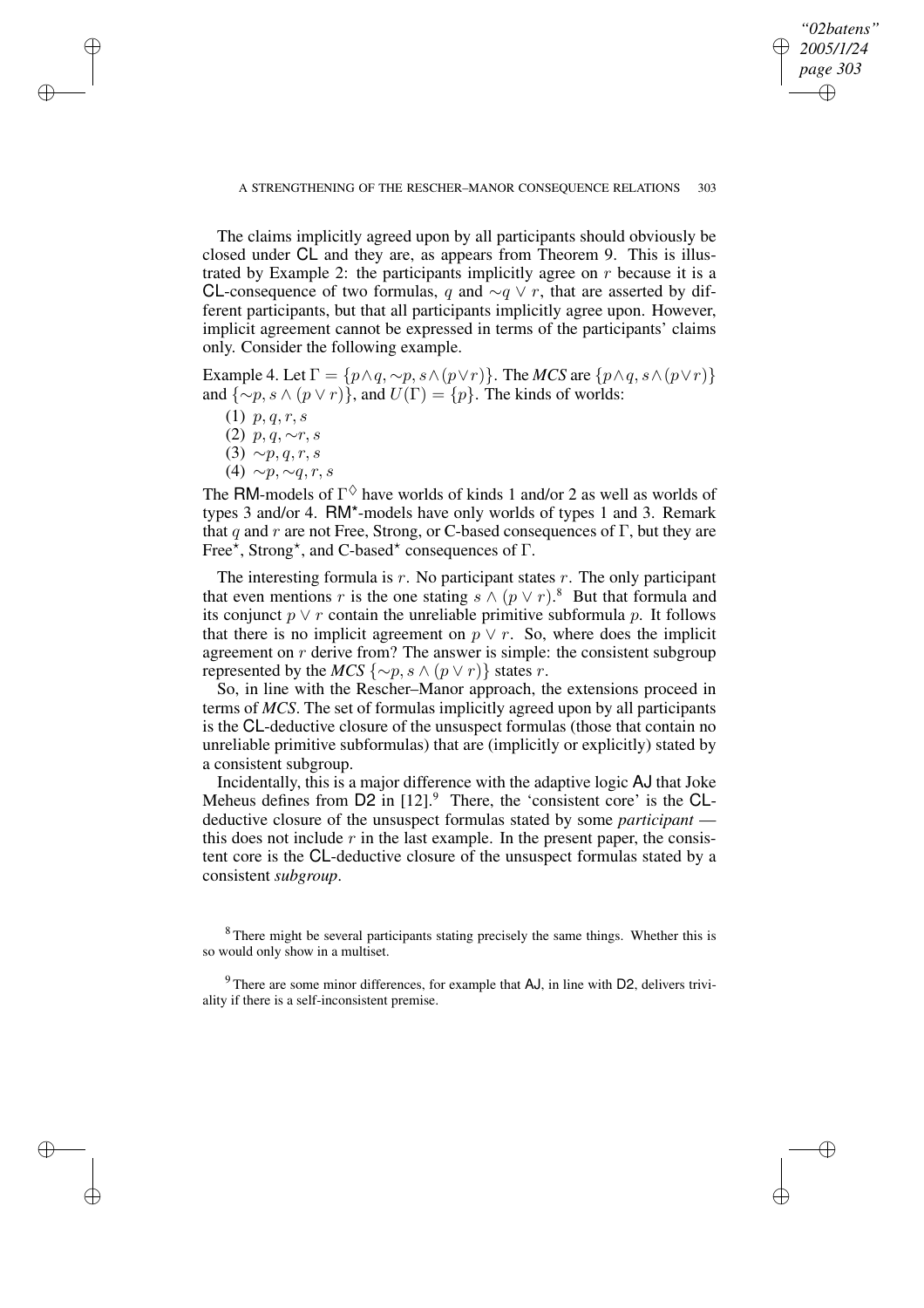The claims implicitly agreed upon by all participants should obviously be closed under CL and they are, as appears from Theorem 9. This is illustrated by Example 2: the participants implicitly agree on $r$ because it is a CL-consequence of two formulas, $q$ and $\sim q \vee r$, that are asserted by different participants, but that all participants implicitly agree upon. However, implicit agreement cannot be expressed in terms of the participants' claims only. Consider the following example.

Example 4. Let $\Gamma = \{p \wedge q, \sim p, s \wedge (p \vee r)\}$. The *MCS* are $\{p \wedge q, s \wedge (p \vee r)\}$ and $\{\sim p, s \wedge (p \vee r)\}$, and $U(\Gamma) = \{p\}$. The kinds of worlds:

(1) $p, q, r, s$
(2) $p, q, \sim r, s$
(3) $\sim p, q, r, s$
(4) $\sim p, \sim q, r, s$

The RM-models of $\Gamma^{\Diamond}$ have worlds of kinds 1 and/or 2 as well as worlds of types 3 and/or 4. RM$^{\star}$-models have only worlds of types 1 and 3. Remark that $q$ and $r$ are not Free, Strong, or C-based consequences of $\Gamma$, but they are Free$^{\star}$, Strong$^{\star}$, and C-based$^{\star}$ consequences of $\Gamma$.

The interesting formula is $r$. No participant states $r$. The only participant that even mentions $r$ is the one stating $s \wedge (p \vee r)$.[8] But that formula and its conjunct $p \vee r$ contain the unreliable primitive subformula $p$. It follows that there is no implicit agreement on $p \vee r$. So, where does the implicit agreement on $r$ derive from? The answer is simple: the consistent subgroup represented by the *MCS* $\{\sim p, s \wedge (p \vee r)\}$ states $r$.

So, in line with the Rescher–Manor approach, the extensions proceed in terms of *MCS*. The set of formulas implicitly agreed upon by all participants is the CL-deductive closure of the unsuspect formulas (those that contain no unreliable primitive subformulas) that are (implicitly or explicitly) stated by a consistent subgroup.

Incidentally, this is a major difference with the adaptive logic AJ that Joke Meheus defines from D2 in [12].[9] There, the 'consistent core' is the CL-deductive closure of the unsuspect formulas stated by some *participant* — this does not include $r$ in the last example. In the present paper, the consistent core is the CL-deductive closure of the unsuspect formulas stated by a consistent *subgroup*.

[8] There might be several participants stating precisely the same things. Whether this is so would only show in a multiset.

[9] There are some minor differences, for example that AJ, in line with D2, delivers triviality if there is a self-inconsistent premise.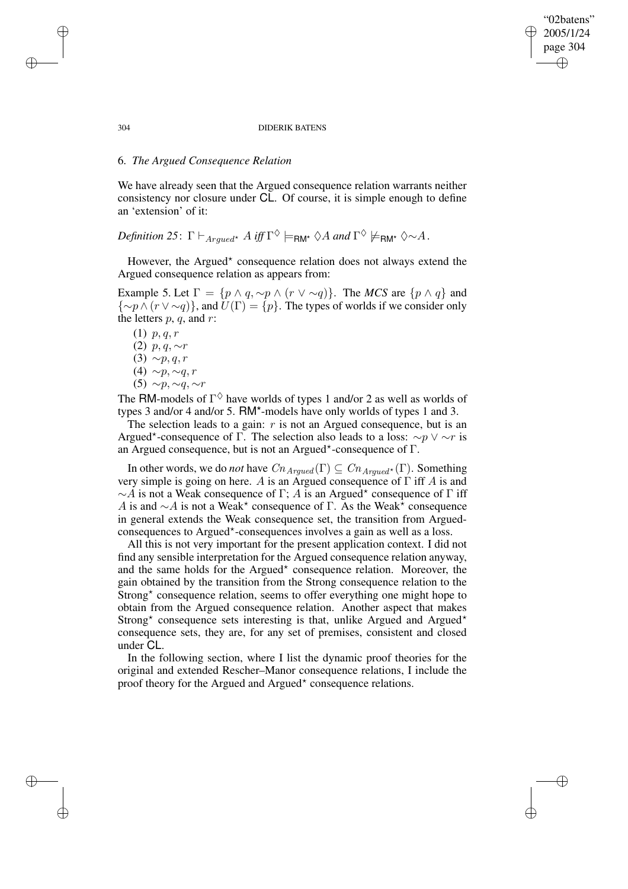## 6. *The Argued Consequence Relation*

We have already seen that the Argued consequence relation warrants neither consistency nor closure under CL. Of course, it is simple enough to define an 'extension' of it:

*Definition 25*: $\Gamma \vdash_{Argued^{\star}} A$ *iff* $\Gamma^{\Diamond} \models_{\mathsf{RM}^{\star}} \Diamond A$ *and* $\Gamma^{\Diamond} \not\models_{\mathsf{RM}^{\star}} \Diamond{\sim}A$.

However, the Argued$^{\star}$ consequence relation does not always extend the Argued consequence relation as appears from:

Example 5. Let $\Gamma = \{p \wedge q, {\sim}p \wedge (r \vee {\sim}q)\}$. The *MCS* are $\{p \wedge q\}$ and $\{{\sim}p \wedge (r \vee {\sim}q)\}$, and $U(\Gamma) = \{p\}$. The types of worlds if we consider only the letters $p$, $q$, and $r$:

(1) $p, q, r$
(2) $p, q, {\sim}r$
(3) ${\sim}p, q, r$
(4) ${\sim}p, {\sim}q, r$
(5) ${\sim}p, {\sim}q, {\sim}r$

The RM-models of $\Gamma^{\Diamond}$ have worlds of types 1 and/or 2 as well as worlds of types 3 and/or 4 and/or 5. RM$^{\star}$-models have only worlds of types 1 and 3.

The selection leads to a gain: $r$ is not an Argued consequence, but is an Argued$^{\star}$-consequence of $\Gamma$. The selection also leads to a loss: ${\sim}p \vee {\sim}r$ is an Argued consequence, but is not an Argued$^{\star}$-consequence of $\Gamma$.

In other words, we do *not* have $Cn_{Argued}(\Gamma) \subseteq Cn_{Argued^{\star}}(\Gamma)$. Something very simple is going on here. $A$ is an Argued consequence of $\Gamma$ iff $A$ is and ${\sim}A$ is not a Weak consequence of $\Gamma$; $A$ is an Argued$^{\star}$ consequence of $\Gamma$ iff $A$ is and ${\sim}A$ is not a Weak$^{\star}$ consequence of $\Gamma$. As the Weak$^{\star}$ consequence in general extends the Weak consequence set, the transition from Argued-consequences to Argued$^{\star}$-consequences involves a gain as well as a loss.

All this is not very important for the present application context. I did not find any sensible interpretation for the Argued consequence relation anyway, and the same holds for the Argued$^{\star}$ consequence relation. Moreover, the gain obtained by the transition from the Strong consequence relation to the Strong$^{\star}$ consequence relation, seems to offer everything one might hope to obtain from the Argued consequence relation. Another aspect that makes Strong$^{\star}$ consequence sets interesting is that, unlike Argued and Argued$^{\star}$ consequence sets, they are, for any set of premises, consistent and closed under CL.

In the following section, where I list the dynamic proof theories for the original and extended Rescher–Manor consequence relations, I include the proof theory for the Argued and Argued$^{\star}$ consequence relations.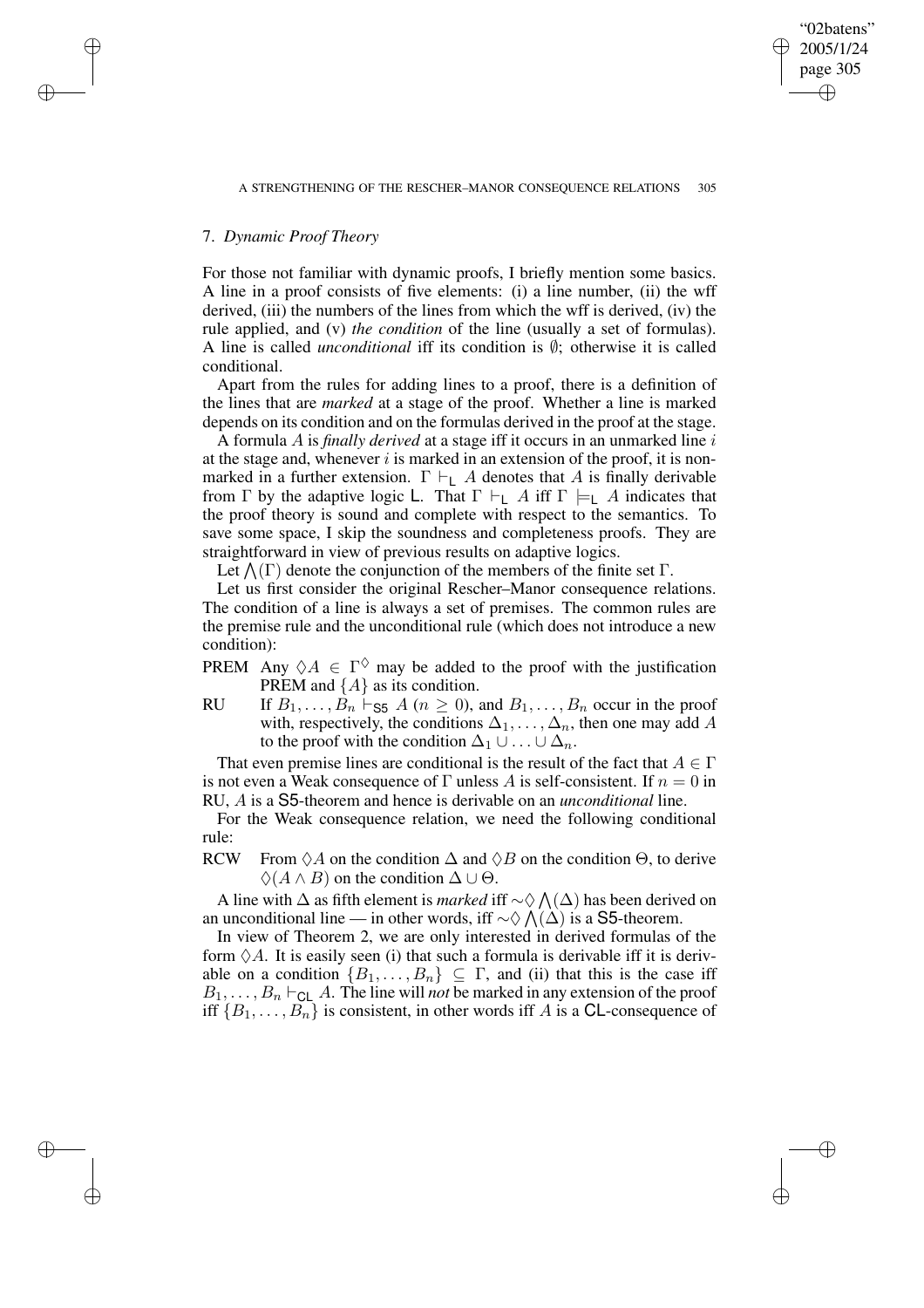## 7. *Dynamic Proof Theory*

For those not familiar with dynamic proofs, I briefly mention some basics. A line in a proof consists of five elements: (i) a line number, (ii) the wff derived, (iii) the numbers of the lines from which the wff is derived, (iv) the rule applied, and (v) *the condition* of the line (usually a set of formulas). A line is called *unconditional* iff its condition is $\emptyset$; otherwise it is called conditional.

Apart from the rules for adding lines to a proof, there is a definition of the lines that are *marked* at a stage of the proof. Whether a line is marked depends on its condition and on the formulas derived in the proof at the stage.

A formula $A$ is *finally derived* at a stage iff it occurs in an unmarked line $i$ at the stage and, whenever $i$ is marked in an extension of the proof, it is non-marked in a further extension. $\Gamma \vdash_{\mathsf{L}} A$ denotes that $A$ is finally derivable from $\Gamma$ by the adaptive logic $\mathsf{L}$. That $\Gamma \vdash_{\mathsf{L}} A$ iff $\Gamma \models_{\mathsf{L}} A$ indicates that the proof theory is sound and complete with respect to the semantics. To save some space, I skip the soundness and completeness proofs. They are straightforward in view of previous results on adaptive logics.

Let $\bigwedge(\Gamma)$ denote the conjunction of the members of the finite set $\Gamma$.

Let us first consider the original Rescher–Manor consequence relations. The condition of a line is always a set of premises. The common rules are the premise rule and the unconditional rule (which does not introduce a new condition):

PREM Any $\Diamond A \in \Gamma^{\Diamond}$ may be added to the proof with the justification PREM and $\{A\}$ as its condition.

RU If $B_1, \ldots, B_n \vdash_{\mathsf{S5}} A$ ($n \geq 0$), and $B_1, \ldots, B_n$ occur in the proof with, respectively, the conditions $\Delta_1, \ldots, \Delta_n$, then one may add $A$ to the proof with the condition $\Delta_1 \cup \ldots \cup \Delta_n$.

That even premise lines are conditional is the result of the fact that $A \in \Gamma$ is not even a Weak consequence of $\Gamma$ unless $A$ is self-consistent. If $n = 0$ in RU, $A$ is a $\mathsf{S5}$-theorem and hence is derivable on an *unconditional* line.

For the Weak consequence relation, we need the following conditional rule:

RCW From $\Diamond A$ on the condition $\Delta$ and $\Diamond B$ on the condition $\Theta$, to derive $\Diamond(A \wedge B)$ on the condition $\Delta \cup \Theta$.

A line with $\Delta$ as fifth element is *marked* iff $\sim\Diamond \bigwedge(\Delta)$ has been derived on an unconditional line — in other words, iff $\sim\Diamond \bigwedge(\Delta)$ is a $\mathsf{S5}$-theorem.

In view of Theorem 2, we are only interested in derived formulas of the form $\Diamond A$. It is easily seen (i) that such a formula is derivable iff it is derivable on a condition $\{B_1, \ldots, B_n\} \subseteq \Gamma$, and (ii) that this is the case iff $B_1, \ldots, B_n \vdash_{\mathsf{CL}} A$. The line will *not* be marked in any extension of the proof iff $\{B_1, \ldots, B_n\}$ is consistent, in other words iff $A$ is a $\mathsf{CL}$-consequence of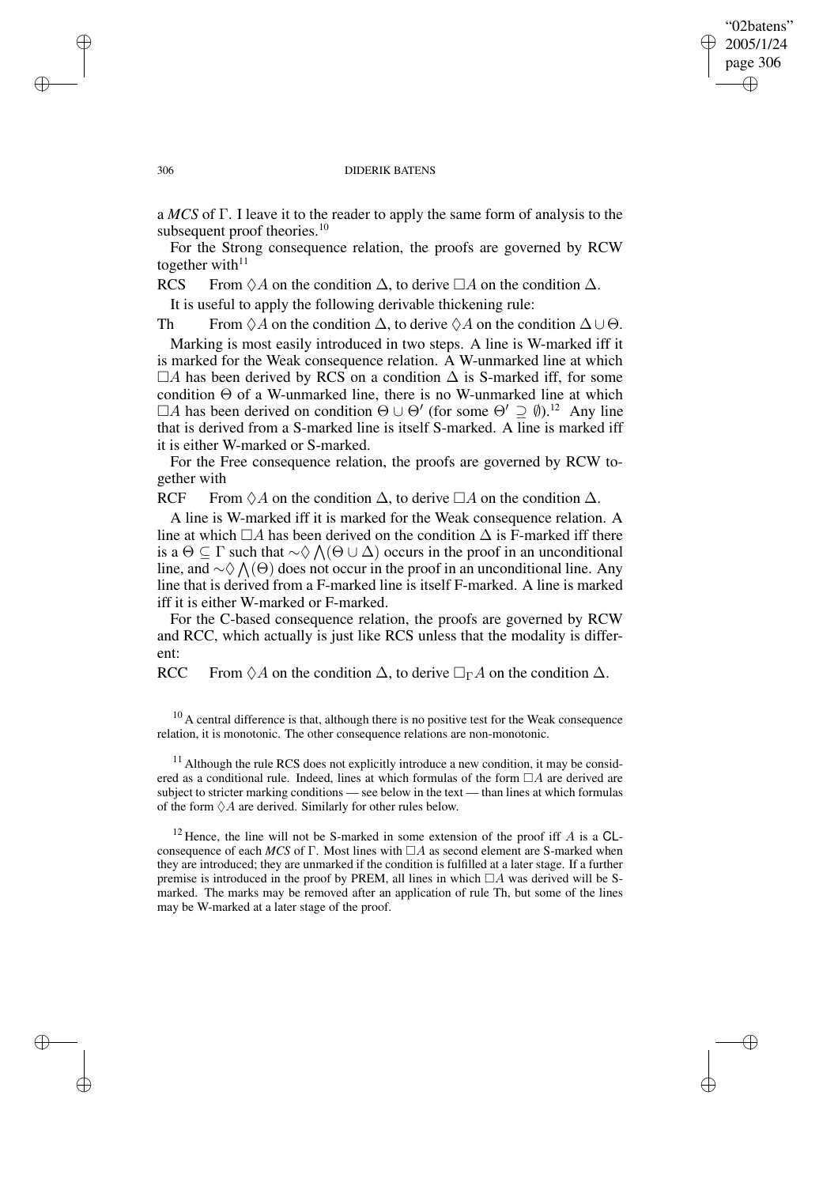a *MCS* of $\Gamma$. I leave it to the reader to apply the same form of analysis to the subsequent proof theories.[10]

For the Strong consequence relation, the proofs are governed by RCW together with[11]

RCS From $\Diamond A$ on the condition $\Delta$, to derive $\Box A$ on the condition $\Delta$.

It is useful to apply the following derivable thickening rule:

Th From $\Diamond A$ on the condition $\Delta$, to derive $\Diamond A$ on the condition $\Delta \cup \Theta$.

Marking is most easily introduced in two steps. A line is W-marked iff it is marked for the Weak consequence relation. A W-unmarked line at which $\Box A$ has been derived by RCS on a condition $\Delta$ is S-marked iff, for some condition $\Theta$ of a W-unmarked line, there is no W-unmarked line at which $\Box A$ has been derived on condition $\Theta \cup \Theta'$ (for some $\Theta' \supseteq \emptyset$).[12] Any line that is derived from a S-marked line is itself S-marked. A line is marked iff it is either W-marked or S-marked.

For the Free consequence relation, the proofs are governed by RCW together with

RCF From $\Diamond A$ on the condition $\Delta$, to derive $\Box A$ on the condition $\Delta$.

A line is W-marked iff it is marked for the Weak consequence relation. A line at which $\Box A$ has been derived on the condition $\Delta$ is F-marked iff there is a $\Theta \subseteq \Gamma$ such that $\sim\Diamond \bigwedge(\Theta \cup \Delta)$ occurs in the proof in an unconditional line, and $\sim\Diamond \bigwedge(\Theta)$ does not occur in the proof in an unconditional line. Any line that is derived from a F-marked line is itself F-marked. A line is marked iff it is either W-marked or F-marked.

For the C-based consequence relation, the proofs are governed by RCW and RCC, which actually is just like RCS unless that the modality is different:

RCC From $\Diamond A$ on the condition $\Delta$, to derive $\Box_\Gamma A$ on the condition $\Delta$.

---

[10] A central difference is that, although there is no positive test for the Weak consequence relation, it is monotonic. The other consequence relations are non-monotonic.

[11] Although the rule RCS does not explicitly introduce a new condition, it may be considered as a conditional rule. Indeed, lines at which formulas of the form $\Box A$ are derived are subject to stricter marking conditions — see below in the text — than lines at which formulas of the form $\Diamond A$ are derived. Similarly for other rules below.

[12] Hence, the line will not be S-marked in some extension of the proof iff $A$ is a CL-consequence of each *MCS* of $\Gamma$. Most lines with $\Box A$ as second element are S-marked when they are introduced; they are unmarked if the condition is fulfilled at a later stage. If a further premise is introduced in the proof by PREM, all lines in which $\Box A$ was derived will be S-marked. The marks may be removed after an application of rule Th, but some of the lines may be W-marked at a later stage of the proof.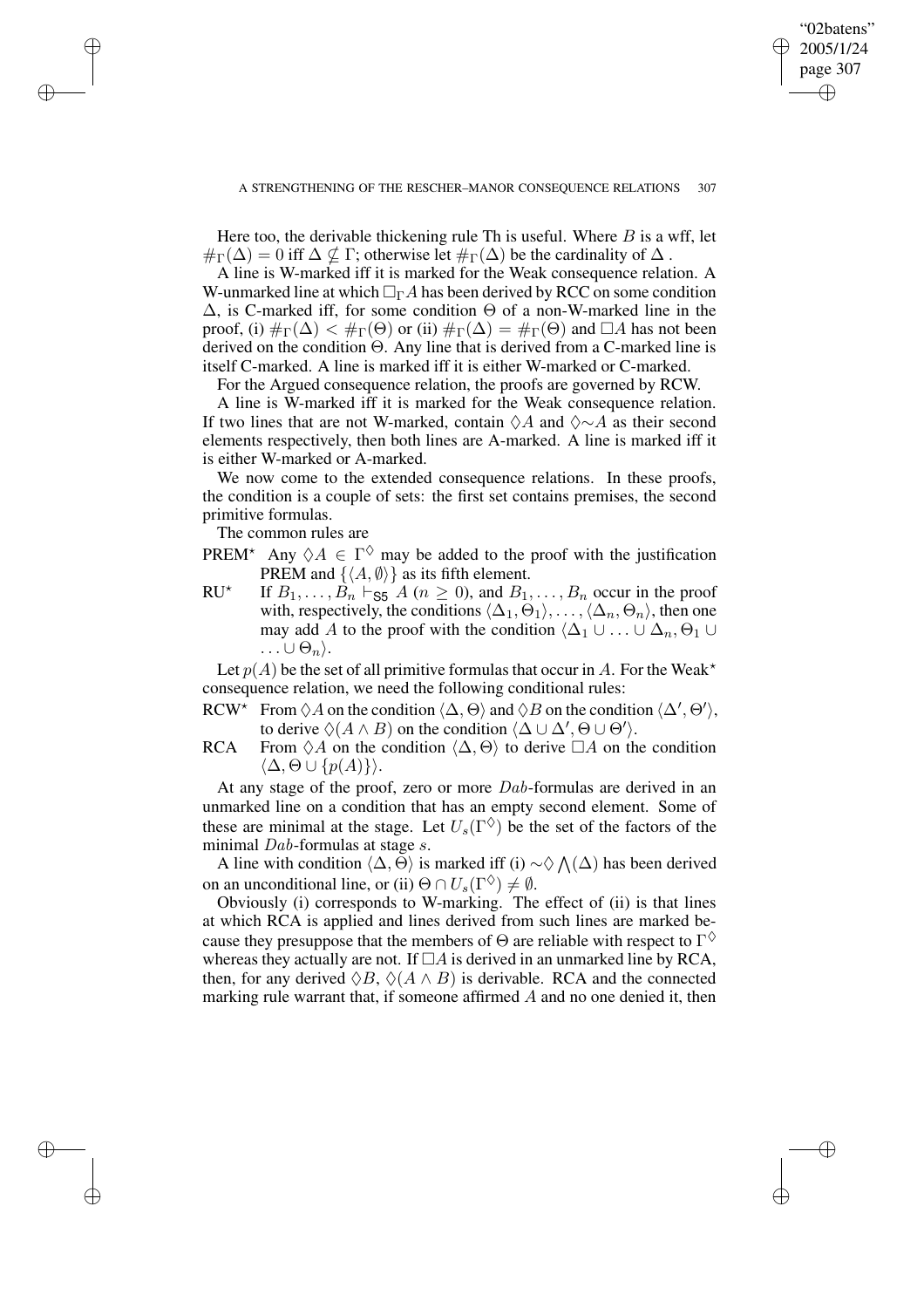Here too, the derivable thickening rule Th is useful. Where $B$ is a wff, let $\#_\Gamma(\Delta) = 0$ iff $\Delta \not\subseteq \Gamma$; otherwise let $\#_\Gamma(\Delta)$ be the cardinality of $\Delta$.

A line is W-marked iff it is marked for the Weak consequence relation. A W-unmarked line at which $\Box_\Gamma A$ has been derived by RCC on some condition $\Delta$, is C-marked iff, for some condition $\Theta$ of a non-W-marked line in the proof, (i) $\#_\Gamma(\Delta) < \#_\Gamma(\Theta)$ or (ii) $\#_\Gamma(\Delta) = \#_\Gamma(\Theta)$ and $\Box A$ has not been derived on the condition $\Theta$. Any line that is derived from a C-marked line is itself C-marked. A line is marked iff it is either W-marked or C-marked.

For the Argued consequence relation, the proofs are governed by RCW.

A line is W-marked iff it is marked for the Weak consequence relation. If two lines that are not W-marked, contain $\Diamond A$ and $\Diamond{\sim}A$ as their second elements respectively, then both lines are A-marked. A line is marked iff it is either W-marked or A-marked.

We now come to the extended consequence relations. In these proofs, the condition is a couple of sets: the first set contains premises, the second primitive formulas.

The common rules are

PREM$^\star$ Any $\Diamond A \in \Gamma^\Diamond$ may be added to the proof with the justification PREM and $\{\langle A, \emptyset\rangle\}$ as its fifth element.

RU$^\star$ If $B_1, \ldots, B_n \vdash_{\mathsf{S5}} A$ $(n \geq 0)$, and $B_1, \ldots, B_n$ occur in the proof with, respectively, the conditions $\langle\Delta_1, \Theta_1\rangle, \ldots, \langle\Delta_n, \Theta_n\rangle$, then one may add $A$ to the proof with the condition $\langle\Delta_1 \cup \ldots \cup \Delta_n, \Theta_1 \cup \ldots \cup \Theta_n\rangle$.

Let $p(A)$ be the set of all primitive formulas that occur in $A$. For the Weak$^\star$ consequence relation, we need the following conditional rules:

RCW$^\star$ From $\Diamond A$ on the condition $\langle\Delta, \Theta\rangle$ and $\Diamond B$ on the condition $\langle\Delta', \Theta'\rangle$, to derive $\Diamond(A \wedge B)$ on the condition $\langle\Delta \cup \Delta', \Theta \cup \Theta'\rangle$.

RCA From $\Diamond A$ on the condition $\langle\Delta, \Theta\rangle$ to derive $\Box A$ on the condition $\langle\Delta, \Theta \cup \{p(A)\}\rangle$.

At any stage of the proof, zero or more $Dab$-formulas are derived in an unmarked line on a condition that has an empty second element. Some of these are minimal at the stage. Let $U_s(\Gamma^\Diamond)$ be the set of the factors of the minimal $Dab$-formulas at stage $s$.

A line with condition $\langle\Delta, \Theta\rangle$ is marked iff (i) ${\sim}\Diamond \bigwedge(\Delta)$ has been derived on an unconditional line, or (ii) $\Theta \cap U_s(\Gamma^\Diamond) \neq \emptyset$.

Obviously (i) corresponds to W-marking. The effect of (ii) is that lines at which RCA is applied and lines derived from such lines are marked because they presuppose that the members of $\Theta$ are reliable with respect to $\Gamma^\Diamond$ whereas they actually are not. If $\Box A$ is derived in an unmarked line by RCA, then, for any derived $\Diamond B$, $\Diamond(A \wedge B)$ is derivable. RCA and the connected marking rule warrant that, if someone affirmed $A$ and no one denied it, then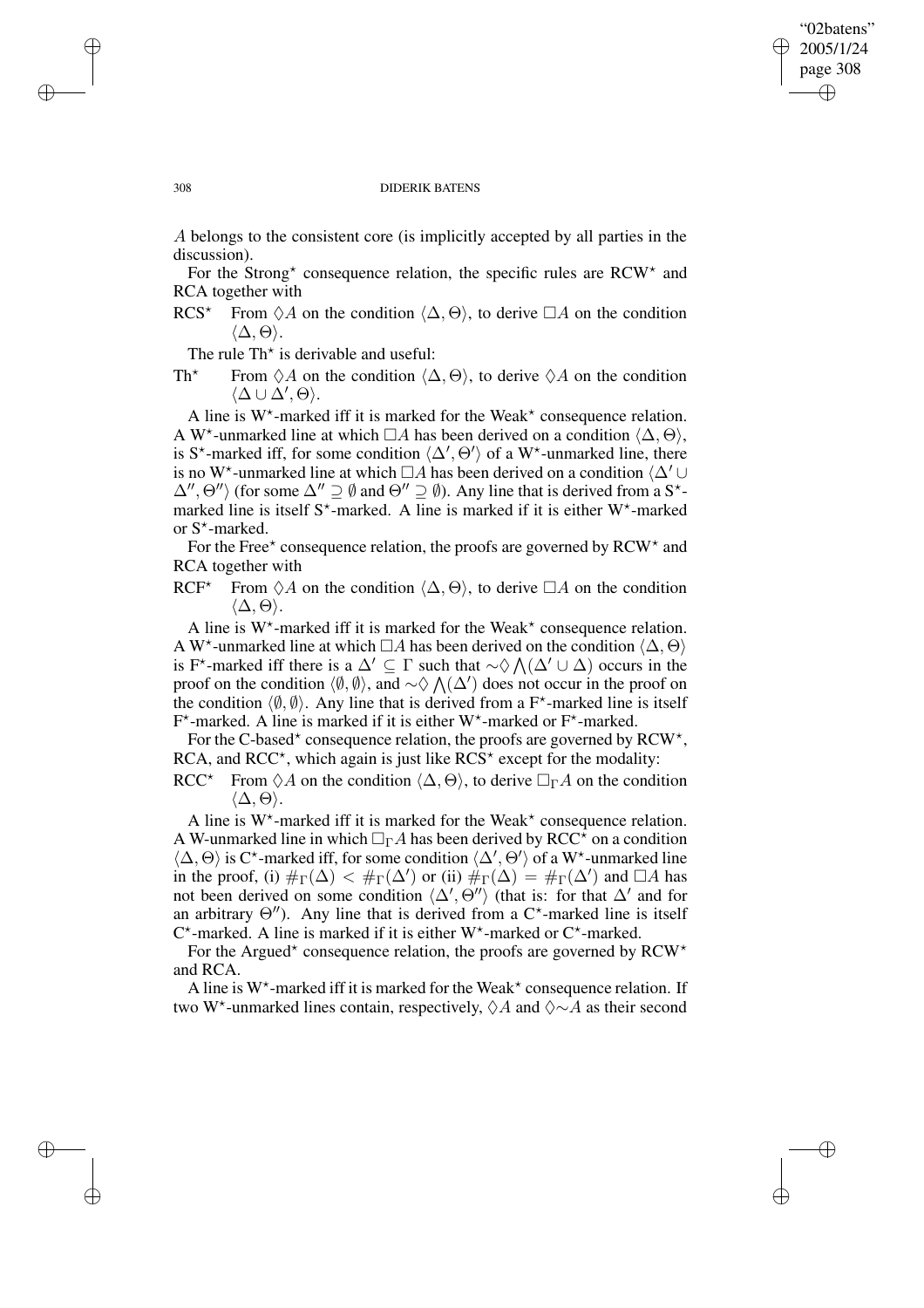$A$ belongs to the consistent core (is implicitly accepted by all parties in the discussion).

For the Strong$^\star$ consequence relation, the specific rules are RCW$^\star$ and RCA together with

RCS$^\star$ From $\lozenge A$ on the condition $\langle \Delta, \Theta \rangle$, to derive $\Box A$ on the condition $\langle \Delta, \Theta \rangle$.

The rule Th$^\star$ is derivable and useful:

Th$^\star$ From $\lozenge A$ on the condition $\langle \Delta, \Theta \rangle$, to derive $\lozenge A$ on the condition $\langle \Delta \cup \Delta', \Theta \rangle$.

A line is W$^\star$-marked iff it is marked for the Weak$^\star$ consequence relation. A W$^\star$-unmarked line at which $\Box A$ has been derived on a condition $\langle \Delta, \Theta \rangle$, is S$^\star$-marked iff, for some condition $\langle \Delta', \Theta' \rangle$ of a W$^\star$-unmarked line, there is no W$^\star$-unmarked line at which $\Box A$ has been derived on a condition $\langle \Delta' \cup \Delta'', \Theta'' \rangle$ (for some $\Delta'' \supseteq \emptyset$ and $\Theta'' \supseteq \emptyset$). Any line that is derived from a S$^\star$-marked line is itself S$^\star$-marked. A line is marked if it is either W$^\star$-marked or S$^\star$-marked.

For the Free$^\star$ consequence relation, the proofs are governed by RCW$^\star$ and RCA together with

RCF$^\star$ From $\lozenge A$ on the condition $\langle \Delta, \Theta \rangle$, to derive $\Box A$ on the condition $\langle \Delta, \Theta \rangle$.

A line is W$^\star$-marked iff it is marked for the Weak$^\star$ consequence relation. A W$^\star$-unmarked line at which $\Box A$ has been derived on the condition $\langle \Delta, \Theta \rangle$ is F$^\star$-marked iff there is a $\Delta' \subseteq \Gamma$ such that $\sim\lozenge \bigwedge(\Delta' \cup \Delta)$ occurs in the proof on the condition $\langle \emptyset, \emptyset \rangle$, and $\sim\lozenge \bigwedge(\Delta')$ does not occur in the proof on the condition $\langle \emptyset, \emptyset \rangle$. Any line that is derived from a F$^\star$-marked line is itself F$^\star$-marked. A line is marked if it is either W$^\star$-marked or F$^\star$-marked.

For the C-based$^\star$ consequence relation, the proofs are governed by RCW$^\star$, RCA, and RCC$^\star$, which again is just like RCS$^\star$ except for the modality:

RCC$^\star$ From $\lozenge A$ on the condition $\langle \Delta, \Theta \rangle$, to derive $\Box_\Gamma A$ on the condition $\langle \Delta, \Theta \rangle$.

A line is W$^\star$-marked iff it is marked for the Weak$^\star$ consequence relation. A W-unmarked line in which $\Box_\Gamma A$ has been derived by RCC$^\star$ on a condition $\langle \Delta, \Theta \rangle$ is C$^\star$-marked iff, for some condition $\langle \Delta', \Theta' \rangle$ of a W$^\star$-unmarked line in the proof, (i) $\#_\Gamma(\Delta) < \#_\Gamma(\Delta')$ or (ii) $\#_\Gamma(\Delta) = \#_\Gamma(\Delta')$ and $\Box A$ has not been derived on some condition $\langle \Delta', \Theta'' \rangle$ (that is: for that $\Delta'$ and for an arbitrary $\Theta''$). Any line that is derived from a C$^\star$-marked line is itself C$^\star$-marked. A line is marked if it is either W$^\star$-marked or C$^\star$-marked.

For the Argued$^\star$ consequence relation, the proofs are governed by RCW$^\star$ and RCA.

A line is W$^\star$-marked iff it is marked for the Weak$^\star$ consequence relation. If two W$^\star$-unmarked lines contain, respectively, $\lozenge A$ and $\lozenge{\sim}A$ as their second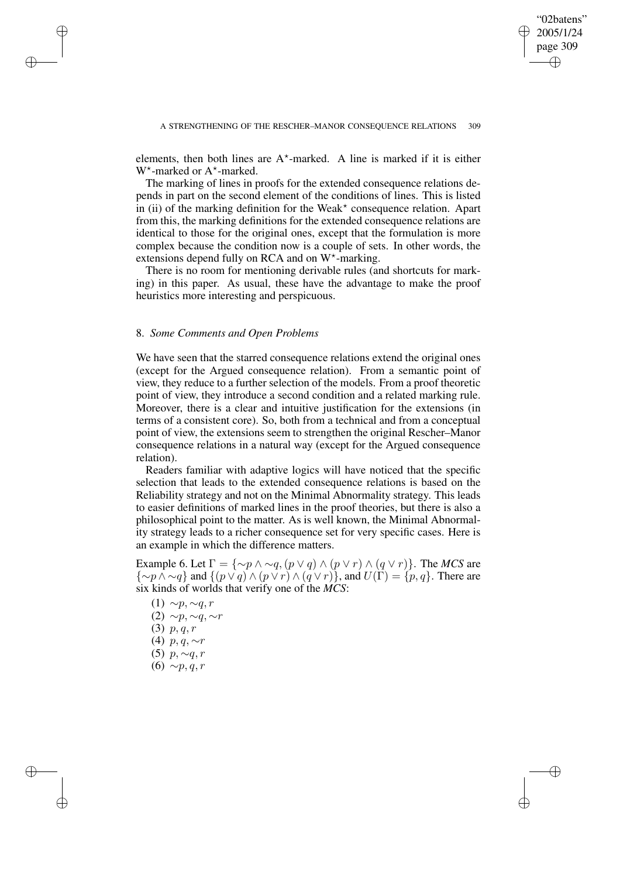elements, then both lines are A$^\star$-marked. A line is marked if it is either W$^\star$-marked or A$^\star$-marked.

The marking of lines in proofs for the extended consequence relations depends in part on the second element of the conditions of lines. This is listed in (ii) of the marking definition for the Weak$^\star$ consequence relation. Apart from this, the marking definitions for the extended consequence relations are identical to those for the original ones, except that the formulation is more complex because the condition now is a couple of sets. In other words, the extensions depend fully on RCA and on W$^\star$-marking.

There is no room for mentioning derivable rules (and shortcuts for marking) in this paper. As usual, these have the advantage to make the proof heuristics more interesting and perspicuous.

## 8. *Some Comments and Open Problems*

We have seen that the starred consequence relations extend the original ones (except for the Argued consequence relation). From a semantic point of view, they reduce to a further selection of the models. From a proof theoretic point of view, they introduce a second condition and a related marking rule. Moreover, there is a clear and intuitive justification for the extensions (in terms of a consistent core). So, both from a technical and from a conceptual point of view, the extensions seem to strengthen the original Rescher–Manor consequence relations in a natural way (except for the Argued consequence relation).

Readers familiar with adaptive logics will have noticed that the specific selection that leads to the extended consequence relations is based on the Reliability strategy and not on the Minimal Abnormality strategy. This leads to easier definitions of marked lines in the proof theories, but there is also a philosophical point to the matter. As is well known, the Minimal Abnormality strategy leads to a richer consequence set for very specific cases. Here is an example in which the difference matters.

Example 6. Let $\Gamma = \{\sim p \wedge \sim q, (p \vee q) \wedge (p \vee r) \wedge (q \vee r)\}$. The *MCS* are $\{\sim p \wedge \sim q\}$ and $\{(p \vee q) \wedge (p \vee r) \wedge (q \vee r)\}$, and $U(\Gamma) = \{p, q\}$. There are six kinds of worlds that verify one of the *MCS*:

(1) $\sim p, \sim q, r$
(2) $\sim p, \sim q, \sim r$
(3) $p, q, r$
(4) $p, q, \sim r$
(5) $p, \sim q, r$
(6) $\sim p, q, r$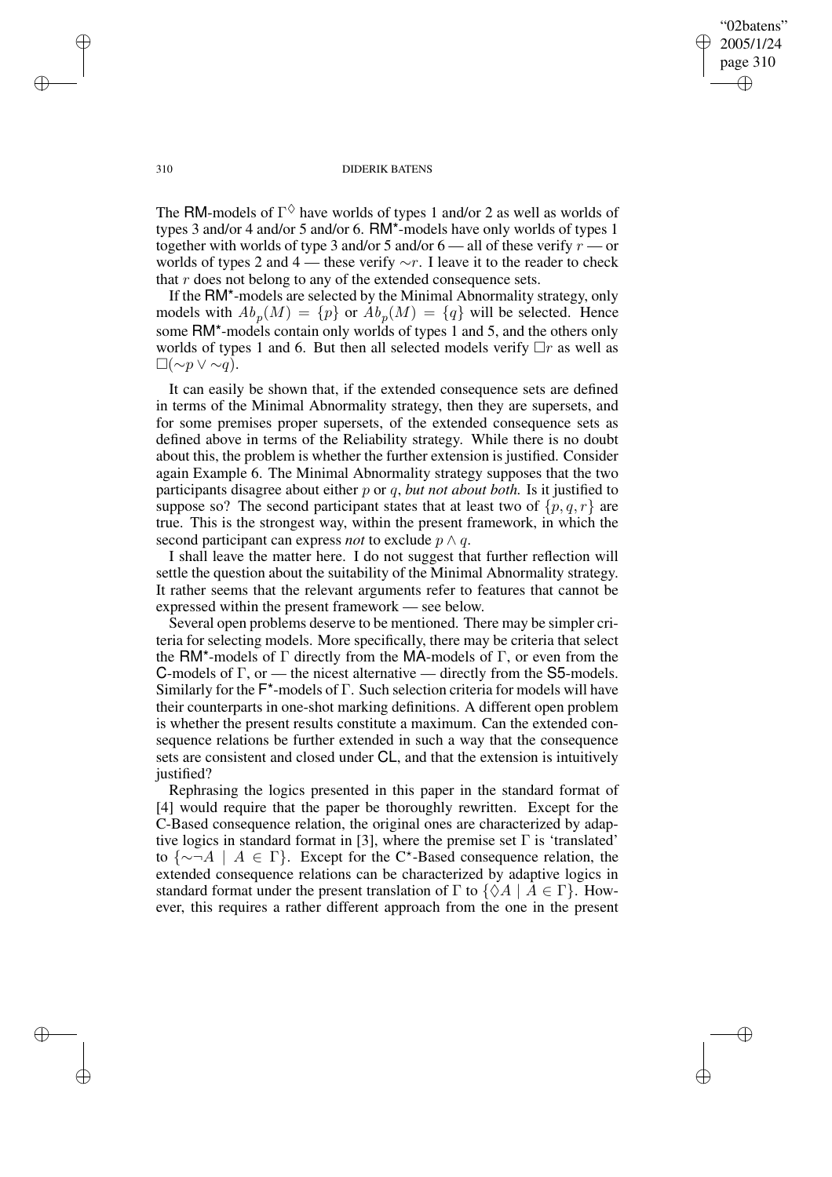The RM-models of $\Gamma^{\Diamond}$ have worlds of types 1 and/or 2 as well as worlds of types 3 and/or 4 and/or 5 and/or 6. $\mathsf{RM}^{\star}$-models have only worlds of types 1 together with worlds of type 3 and/or 5 and/or 6 — all of these verify $r$ — or worlds of types 2 and 4 — these verify $\sim r$. I leave it to the reader to check that $r$ does not belong to any of the extended consequence sets.

If the $\mathsf{RM}^{\star}$-models are selected by the Minimal Abnormality strategy, only models with $Ab_p(M) = \{p\}$ or $Ab_p(M) = \{q\}$ will be selected. Hence some $\mathsf{RM}^{\star}$-models contain only worlds of types 1 and 5, and the others only worlds of types 1 and 6. But then all selected models verify $\Box r$ as well as $\Box(\sim p \vee \sim q)$.

It can easily be shown that, if the extended consequence sets are defined in terms of the Minimal Abnormality strategy, then they are supersets, and for some premises proper supersets, of the extended consequence sets as defined above in terms of the Reliability strategy. While there is no doubt about this, the problem is whether the further extension is justified. Consider again Example 6. The Minimal Abnormality strategy supposes that the two participants disagree about either $p$ or $q$, *but not about both.* Is it justified to suppose so? The second participant states that at least two of $\{p, q, r\}$ are true. This is the strongest way, within the present framework, in which the second participant can express *not* to exclude $p \wedge q$.

I shall leave the matter here. I do not suggest that further reflection will settle the question about the suitability of the Minimal Abnormality strategy. It rather seems that the relevant arguments refer to features that cannot be expressed within the present framework — see below.

Several open problems deserve to be mentioned. There may be simpler criteria for selecting models. More specifically, there may be criteria that select the $\mathsf{RM}^{\star}$-models of $\Gamma$ directly from the MA-models of $\Gamma$, or even from the C-models of $\Gamma$, or — the nicest alternative — directly from the S5-models. Similarly for the $\mathsf{F}^{\star}$-models of $\Gamma$. Such selection criteria for models will have their counterparts in one-shot marking definitions. A different open problem is whether the present results constitute a maximum. Can the extended consequence relations be further extended in such a way that the consequence sets are consistent and closed under CL, and that the extension is intuitively justified?

Rephrasing the logics presented in this paper in the standard format of [4] would require that the paper be thoroughly rewritten. Except for the C-Based consequence relation, the original ones are characterized by adaptive logics in standard format in [3], where the premise set $\Gamma$ is 'translated' to $\{\sim\neg A \mid A \in \Gamma\}$. Except for the $\mathsf{C}^{\star}$-Based consequence relation, the extended consequence relations can be characterized by adaptive logics in standard format under the present translation of $\Gamma$ to $\{\Diamond A \mid A \in \Gamma\}$. However, this requires a rather different approach from the one in the present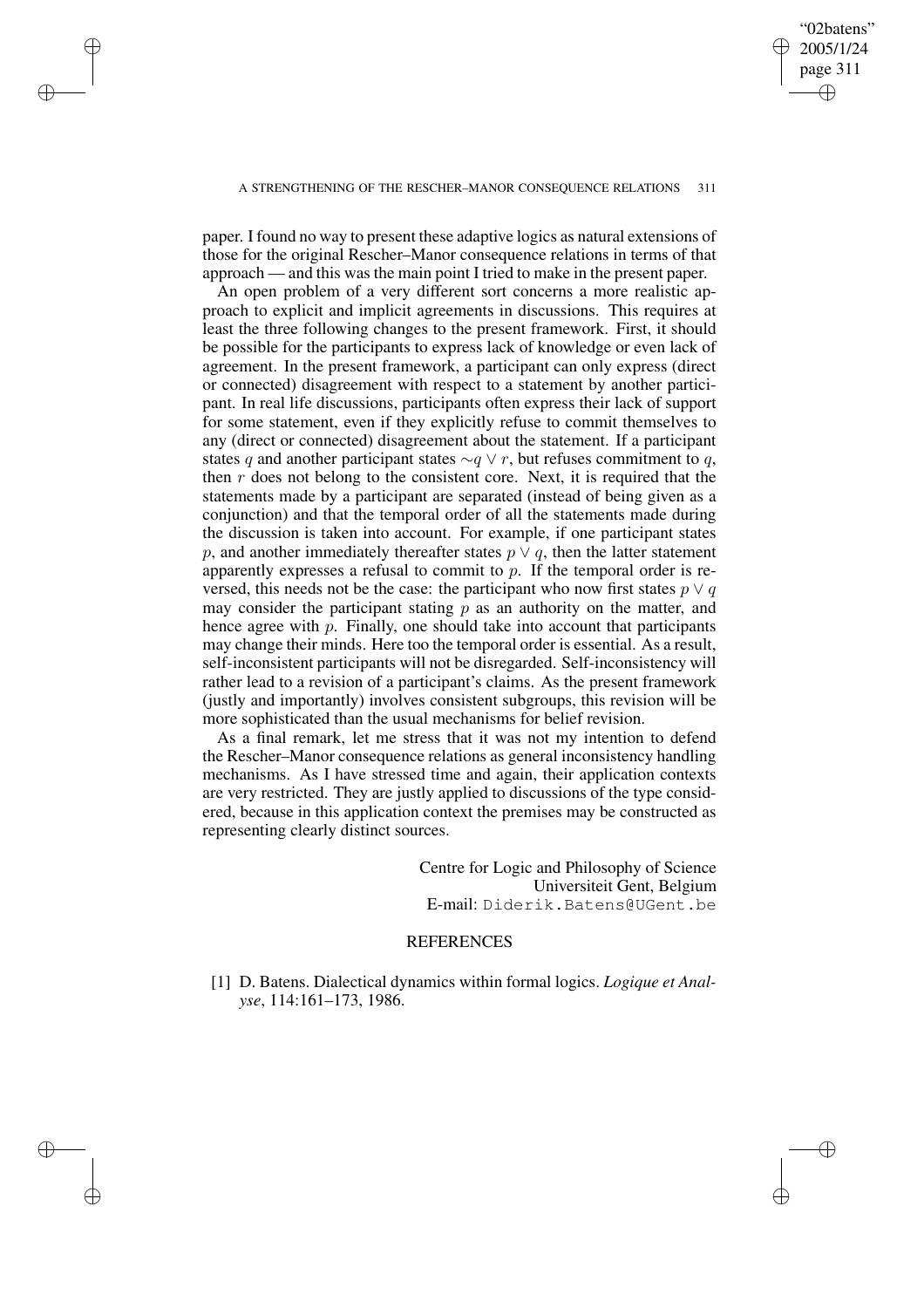paper. I found no way to present these adaptive logics as natural extensions of those for the original Rescher–Manor consequence relations in terms of that approach — and this was the main point I tried to make in the present paper.

An open problem of a very different sort concerns a more realistic approach to explicit and implicit agreements in discussions. This requires at least the three following changes to the present framework. First, it should be possible for the participants to express lack of knowledge or even lack of agreement. In the present framework, a participant can only express (direct or connected) disagreement with respect to a statement by another participant. In real life discussions, participants often express their lack of support for some statement, even if they explicitly refuse to commit themselves to any (direct or connected) disagreement about the statement. If a participant states $q$ and another participant states $\sim q \vee r$, but refuses commitment to $q$, then $r$ does not belong to the consistent core. Next, it is required that the statements made by a participant are separated (instead of being given as a conjunction) and that the temporal order of all the statements made during the discussion is taken into account. For example, if one participant states $p$, and another immediately thereafter states $p \vee q$, then the latter statement apparently expresses a refusal to commit to $p$. If the temporal order is reversed, this needs not be the case: the participant who now first states $p \vee q$ may consider the participant stating $p$ as an authority on the matter, and hence agree with $p$. Finally, one should take into account that participants may change their minds. Here too the temporal order is essential. As a result, self-inconsistent participants will not be disregarded. Self-inconsistency will rather lead to a revision of a participant's claims. As the present framework (justly and importantly) involves consistent subgroups, this revision will be more sophisticated than the usual mechanisms for belief revision.

As a final remark, let me stress that it was not my intention to defend the Rescher–Manor consequence relations as general inconsistency handling mechanisms. As I have stressed time and again, their application contexts are very restricted. They are justly applied to discussions of the type considered, because in this application context the premises may be constructed as representing clearly distinct sources.

Centre for Logic and Philosophy of Science
Universiteit Gent, Belgium
E-mail: Diderik.Batens@UGent.be

## REFERENCES

[1] D. Batens. Dialectical dynamics within formal logics. *Logique et Analyse*, 114:161–173, 1986.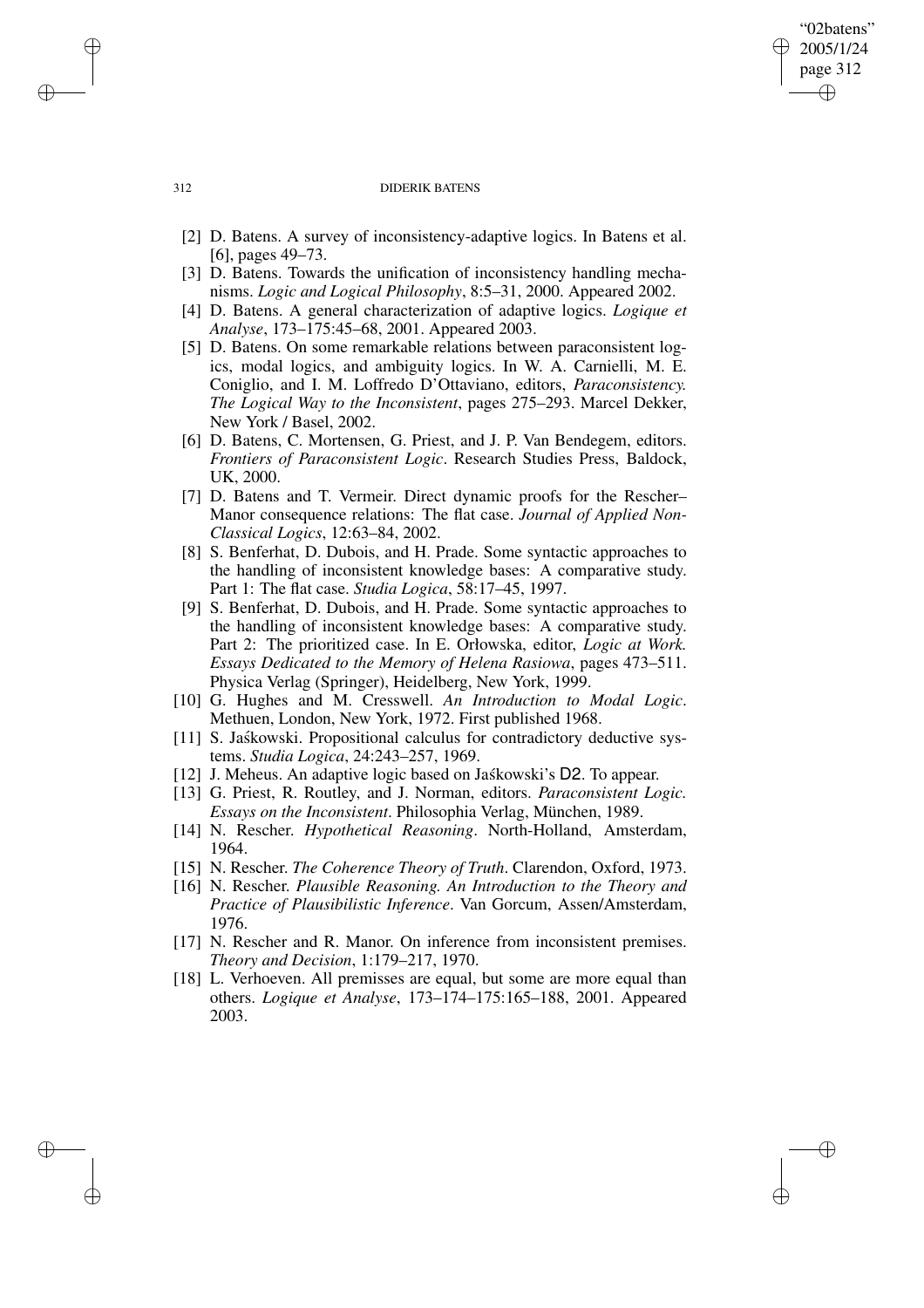- [2] D. Batens. A survey of inconsistency-adaptive logics. In Batens et al. [6], pages 49–73.
- [3] D. Batens. Towards the unification of inconsistency handling mechanisms. *Logic and Logical Philosophy*, 8:5–31, 2000. Appeared 2002.
- [4] D. Batens. A general characterization of adaptive logics. *Logique et Analyse*, 173–175:45–68, 2001. Appeared 2003.
- [5] D. Batens. On some remarkable relations between paraconsistent logics, modal logics, and ambiguity logics. In W. A. Carnielli, M. E. Coniglio, and I. M. Loffredo D'Ottaviano, editors, *Paraconsistency. The Logical Way to the Inconsistent*, pages 275–293. Marcel Dekker, New York / Basel, 2002.
- [6] D. Batens, C. Mortensen, G. Priest, and J. P. Van Bendegem, editors. *Frontiers of Paraconsistent Logic*. Research Studies Press, Baldock, UK, 2000.
- [7] D. Batens and T. Vermeir. Direct dynamic proofs for the Rescher–Manor consequence relations: The flat case. *Journal of Applied Non-Classical Logics*, 12:63–84, 2002.
- [8] S. Benferhat, D. Dubois, and H. Prade. Some syntactic approaches to the handling of inconsistent knowledge bases: A comparative study. Part 1: The flat case. *Studia Logica*, 58:17–45, 1997.
- [9] S. Benferhat, D. Dubois, and H. Prade. Some syntactic approaches to the handling of inconsistent knowledge bases: A comparative study. Part 2: The prioritized case. In E. Orłowska, editor, *Logic at Work. Essays Dedicated to the Memory of Helena Rasiowa*, pages 473–511. Physica Verlag (Springer), Heidelberg, New York, 1999.
- [10] G. Hughes and M. Cresswell. *An Introduction to Modal Logic*. Methuen, London, New York, 1972. First published 1968.
- [11] S. Jaśkowski. Propositional calculus for contradictory deductive systems. *Studia Logica*, 24:243–257, 1969.
- [12] J. Meheus. An adaptive logic based on Jaśkowski's D2. To appear.
- [13] G. Priest, R. Routley, and J. Norman, editors. *Paraconsistent Logic. Essays on the Inconsistent*. Philosophia Verlag, München, 1989.
- [14] N. Rescher. *Hypothetical Reasoning*. North-Holland, Amsterdam, 1964.
- [15] N. Rescher. *The Coherence Theory of Truth*. Clarendon, Oxford, 1973.
- [16] N. Rescher. *Plausible Reasoning. An Introduction to the Theory and Practice of Plausibilistic Inference*. Van Gorcum, Assen/Amsterdam, 1976.
- [17] N. Rescher and R. Manor. On inference from inconsistent premises. *Theory and Decision*, 1:179–217, 1970.
- [18] L. Verhoeven. All premisses are equal, but some are more equal than others. *Logique et Analyse*, 173–174–175:165–188, 2001. Appeared 2003.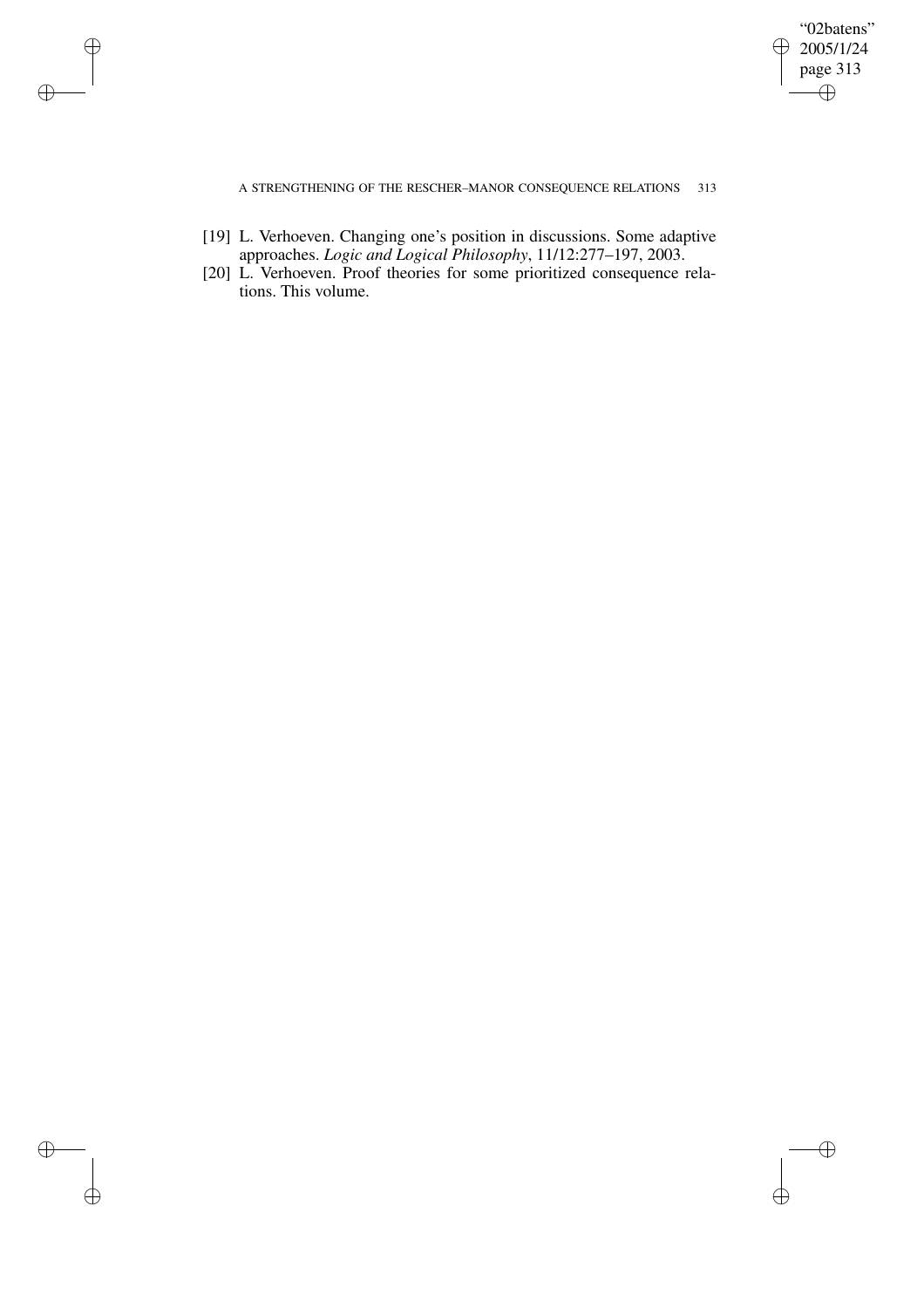[19] L. Verhoeven. Changing one's position in discussions. Some adaptive approaches. *Logic and Logical Philosophy*, 11/12:277–197, 2003.

[20] L. Verhoeven. Proof theories for some prioritized consequence relations. This volume.